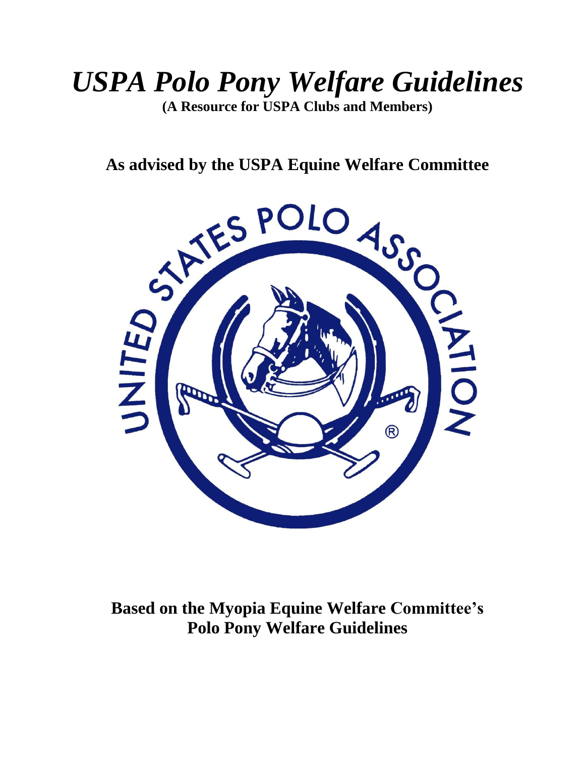# *USPA Polo Pony Welfare Guidelines*

**(A Resource for USPA Clubs and Members)**

## As advised by the USPA Equine Welfare Committee

## Based on the Myopia Equine Welfare Committee's Polo Pony Welfare Guidelines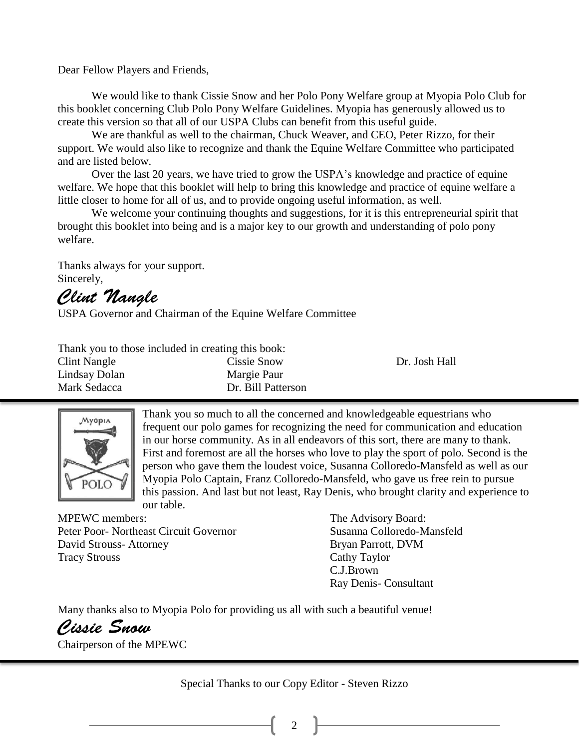Dear Fellow Players and Friends,

We would like to thank Cissie Snow and her Polo Pony Welfare group at Myopia Polo Club for this booklet concerning Club Polo Pony Welfare Guidelines. Myopia has generously allowed us to create this version so that all of our USPA Clubs can benefit from this useful guide.

We are thankful as well to the chairman, Chuck Weaver, and CEO, Peter Rizzo, for their support. We would also like to recognize and thank the Equine Welfare Committee who participated and are listed below.

Over the last 20 years, we have tried to grow the USPA's knowledge and practice of equine welfare. We hope that this booklet will help to bring this knowledge and practice of equine welfare a little closer to home for all of us, and to provide ongoing useful information, as well.

We welcome your continuing thoughts and suggestions, for it is this entrepreneurial spirit that brought this booklet into being and is a major key to our growth and understanding of polo pony welfare.

Thanks always for your support.
Sincerely,

*Clint Nangle*

USPA Governor and Chairman of the Equine Welfare Committee

Thank you to those included in creating this book:

Clint Nangle
Lindsay Dolan
Mark Sedacca
Cissie Snow
Margie Paur
Dr. Bill Patterson
Dr. Josh Hall

---

Thank you so much to all the concerned and knowledgeable equestrians who frequent our polo games for recognizing the need for communication and education in our horse community. As in all endeavors of this sort, there are many to thank. First and foremost are all the horses who love to play the sport of polo. Second is the person who gave them the loudest voice, Susanna Colloredo-Mansfeld as well as our Myopia Polo Captain, Franz Colloredo-Mansfeld, who gave us free rein to pursue this passion. And last but not least, Ray Denis, who brought clarity and experience to our table.

MPEWC members:
Peter Poor- Northeast Circuit Governor
David Strouss- Attorney
Tracy Strouss

The Advisory Board:
Susanna Colloredo-Mansfeld
Bryan Parrott, DVM
Cathy Taylor
C.J.Brown
Ray Denis- Consultant

Many thanks also to Myopia Polo for providing us all with such a beautiful venue!

*Cissie Snow*

Chairperson of the MPEWC

---

Special Thanks to our Copy Editor - Steven Rizzo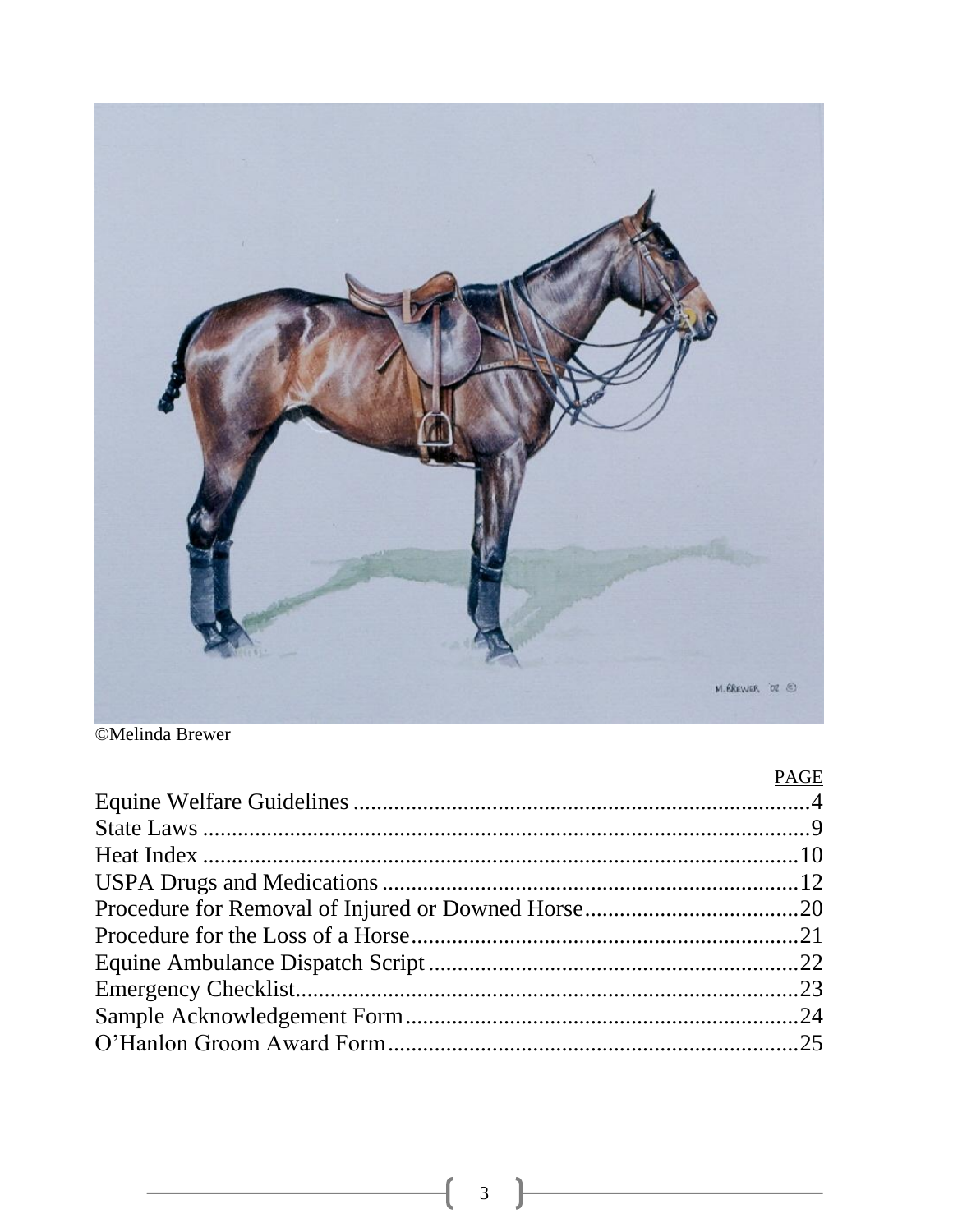©Melinda Brewer

| | PAGE |
|---|---|
| Equine Welfare Guidelines | 4 |
| State Laws | 9 |
| Heat Index | 10 |
| USPA Drugs and Medications | 12 |
| Procedure for Removal of Injured or Downed Horse | 20 |
| Procedure for the Loss of a Horse | 21 |
| Equine Ambulance Dispatch Script | 22 |
| Emergency Checklist | 23 |
| Sample Acknowledgement Form | 24 |
| O'Hanlon Groom Award Form | 25 |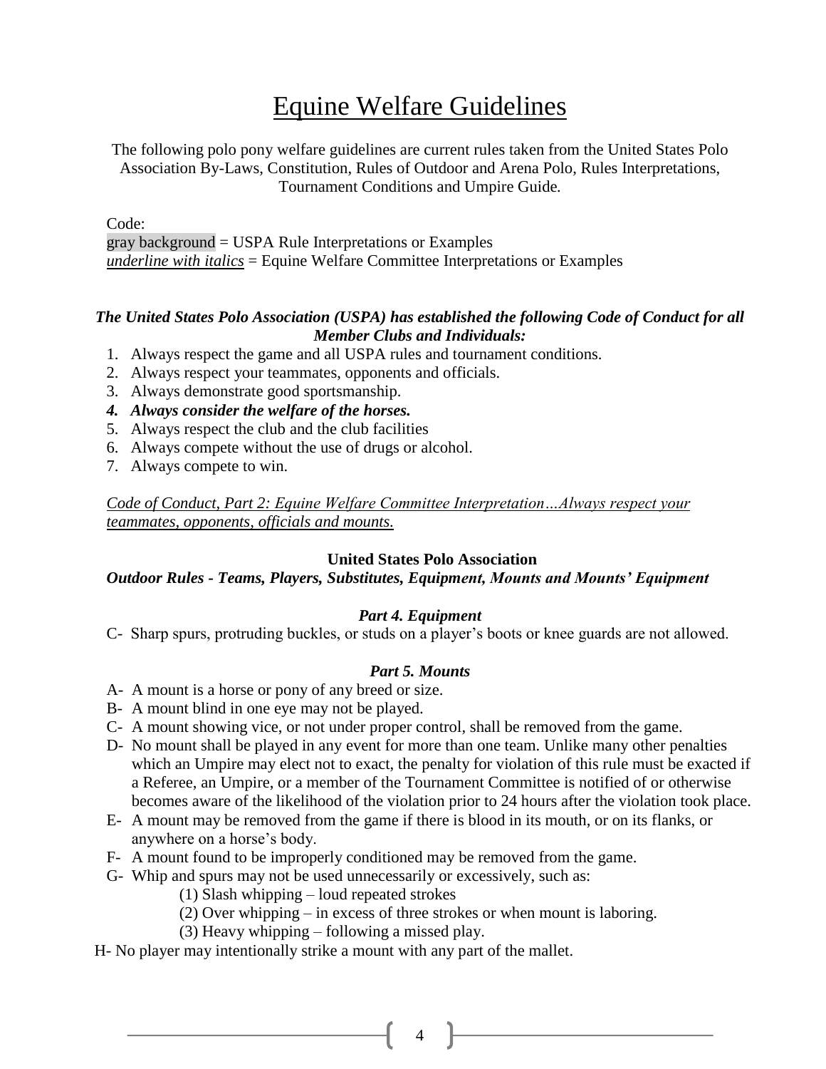# Equine Welfare Guidelines

The following polo pony welfare guidelines are current rules taken from the United States Polo Association By-Laws, Constitution, Rules of Outdoor and Arena Polo, Rules Interpretations, Tournament Conditions and Umpire Guide.

Code:
gray background = USPA Rule Interpretations or Examples
<u>*underline with italics*</u> = Equine Welfare Committee Interpretations or Examples

***The United States Polo Association (USPA) has established the following Code of Conduct for all Member Clubs and Individuals:***

1. Always respect the game and all USPA rules and tournament conditions.
2. Always respect your teammates, opponents and officials.
3. Always demonstrate good sportsmanship.
4. ***Always consider the welfare of the horses.***
5. Always respect the club and the club facilities
6. Always compete without the use of drugs or alcohol.
7. Always compete to win.

<u>*Code of Conduct, Part 2: Equine Welfare Committee Interpretation…Always respect your teammates, opponents, officials and mounts.*</u>

**United States Polo Association**

***Outdoor Rules - Teams, Players, Substitutes, Equipment, Mounts and Mounts' Equipment***

***Part 4. Equipment***

C- Sharp spurs, protruding buckles, or studs on a player's boots or knee guards are not allowed.

***Part 5. Mounts***

A- A mount is a horse or pony of any breed or size.
B- A mount blind in one eye may not be played.
C- A mount showing vice, or not under proper control, shall be removed from the game.
D- No mount shall be played in any event for more than one team. Unlike many other penalties which an Umpire may elect not to exact, the penalty for violation of this rule must be exacted if a Referee, an Umpire, or a member of the Tournament Committee is notified of or otherwise becomes aware of the likelihood of the violation prior to 24 hours after the violation took place.
E- A mount may be removed from the game if there is blood in its mouth, or on its flanks, or anywhere on a horse's body.
F- A mount found to be improperly conditioned may be removed from the game.
G- Whip and spurs may not be used unnecessarily or excessively, such as:
  (1) Slash whipping – loud repeated strokes
  (2) Over whipping – in excess of three strokes or when mount is laboring.
  (3) Heavy whipping – following a missed play.
H- No player may intentionally strike a mount with any part of the mallet.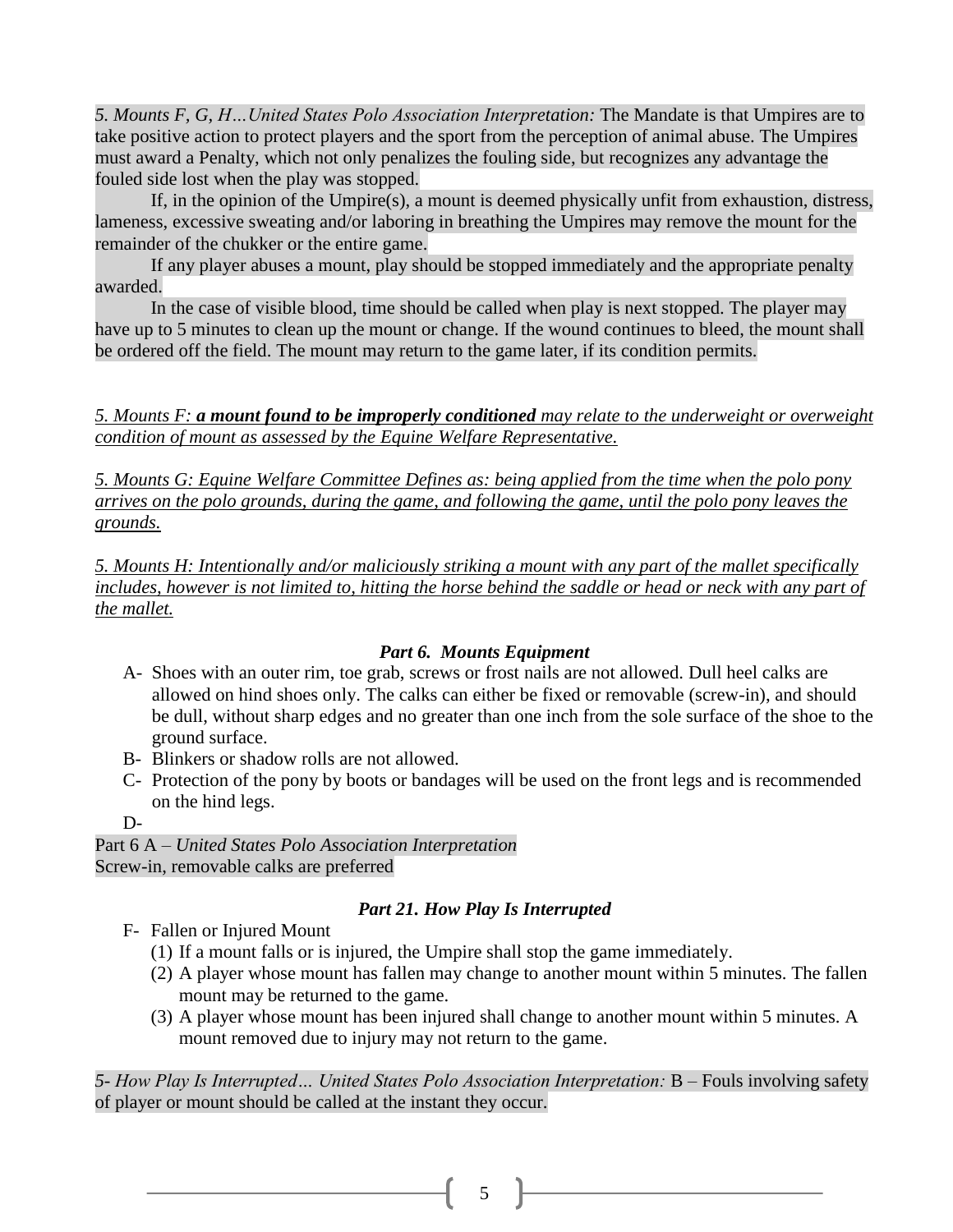*5. Mounts F, G, H…United States Polo Association Interpretation:* The Mandate is that Umpires are to take positive action to protect players and the sport from the perception of animal abuse. The Umpires must award a Penalty, which not only penalizes the fouling side, but recognizes any advantage the fouled side lost when the play was stopped.

If, in the opinion of the Umpire(s), a mount is deemed physically unfit from exhaustion, distress, lameness, excessive sweating and/or laboring in breathing the Umpires may remove the mount for the remainder of the chukker or the entire game.

If any player abuses a mount, play should be stopped immediately and the appropriate penalty awarded.

In the case of visible blood, time should be called when play is next stopped. The player may have up to 5 minutes to clean up the mount or change. If the wound continues to bleed, the mount shall be ordered off the field. The mount may return to the game later, if its condition permits.

*5. Mounts F: **a mount found to be improperly conditioned** may relate to the underweight or overweight condition of mount as assessed by the Equine Welfare Representative.*

*5. Mounts G: Equine Welfare Committee Defines as: being applied from the time when the polo pony arrives on the polo grounds, during the game, and following the game, until the polo pony leaves the grounds.*

*5. Mounts H: Intentionally and/or maliciously striking a mount with any part of the mallet specifically includes, however is not limited to, hitting the horse behind the saddle or head or neck with any part of the mallet.*

### *Part 6. Mounts Equipment*

A- Shoes with an outer rim, toe grab, screws or frost nails are not allowed. Dull heel calks are allowed on hind shoes only. The calks can either be fixed or removable (screw-in), and should be dull, without sharp edges and no greater than one inch from the sole surface of the shoe to the ground surface.

B- Blinkers or shadow rolls are not allowed.

C- Protection of the pony by boots or bandages will be used on the front legs and is recommended on the hind legs.

D-

Part 6 A – *United States Polo Association Interpretation*
Screw-in, removable calks are preferred

### *Part 21. How Play Is Interrupted*

F- Fallen or Injured Mount

1. If a mount falls or is injured, the Umpire shall stop the game immediately.
2. A player whose mount has fallen may change to another mount within 5 minutes. The fallen mount may be returned to the game.
3. A player whose mount has been injured shall change to another mount within 5 minutes. A mount removed due to injury may not return to the game.

*5- How Play Is Interrupted… United States Polo Association Interpretation:* B – Fouls involving safety of player or mount should be called at the instant they occur.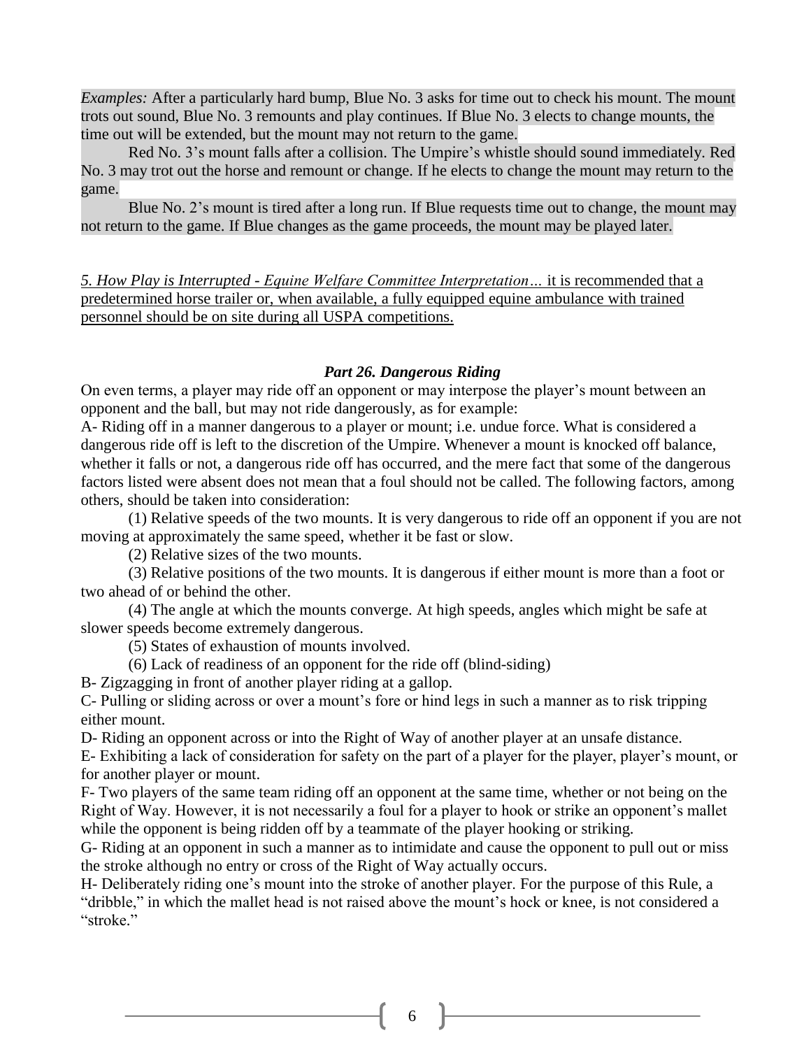*Examples:* After a particularly hard bump, Blue No. 3 asks for time out to check his mount. The mount trots out sound, Blue No. 3 remounts and play continues. If Blue No. 3 elects to change mounts, the time out will be extended, but the mount may not return to the game.

Red No. 3's mount falls after a collision. The Umpire's whistle should sound immediately. Red No. 3 may trot out the horse and remount or change. If he elects to change the mount may return to the game.

Blue No. 2's mount is tired after a long run. If Blue requests time out to change, the mount may not return to the game. If Blue changes as the game proceeds, the mount may be played later.

*5. How Play is Interrupted - Equine Welfare Committee Interpretation…* it is recommended that a predetermined horse trailer or, when available, a fully equipped equine ambulance with trained personnel should be on site during all USPA competitions.

### *Part 26. Dangerous Riding*

On even terms, a player may ride off an opponent or may interpose the player's mount between an opponent and the ball, but may not ride dangerously, as for example:

A- Riding off in a manner dangerous to a player or mount; i.e. undue force. What is considered a dangerous ride off is left to the discretion of the Umpire. Whenever a mount is knocked off balance, whether it falls or not, a dangerous ride off has occurred, and the mere fact that some of the dangerous factors listed were absent does not mean that a foul should not be called. The following factors, among others, should be taken into consideration:

(1) Relative speeds of the two mounts. It is very dangerous to ride off an opponent if you are not moving at approximately the same speed, whether it be fast or slow.

(2) Relative sizes of the two mounts.

(3) Relative positions of the two mounts. It is dangerous if either mount is more than a foot or two ahead of or behind the other.

(4) The angle at which the mounts converge. At high speeds, angles which might be safe at slower speeds become extremely dangerous.

(5) States of exhaustion of mounts involved.

(6) Lack of readiness of an opponent for the ride off (blind-siding)

B- Zigzagging in front of another player riding at a gallop.

C- Pulling or sliding across or over a mount's fore or hind legs in such a manner as to risk tripping either mount.

D- Riding an opponent across or into the Right of Way of another player at an unsafe distance.

E- Exhibiting a lack of consideration for safety on the part of a player for the player, player's mount, or for another player or mount.

F- Two players of the same team riding off an opponent at the same time, whether or not being on the Right of Way. However, it is not necessarily a foul for a player to hook or strike an opponent's mallet while the opponent is being ridden off by a teammate of the player hooking or striking.

G- Riding at an opponent in such a manner as to intimidate and cause the opponent to pull out or miss the stroke although no entry or cross of the Right of Way actually occurs.

H- Deliberately riding one's mount into the stroke of another player. For the purpose of this Rule, a "dribble," in which the mallet head is not raised above the mount's hock or knee, is not considered a "stroke."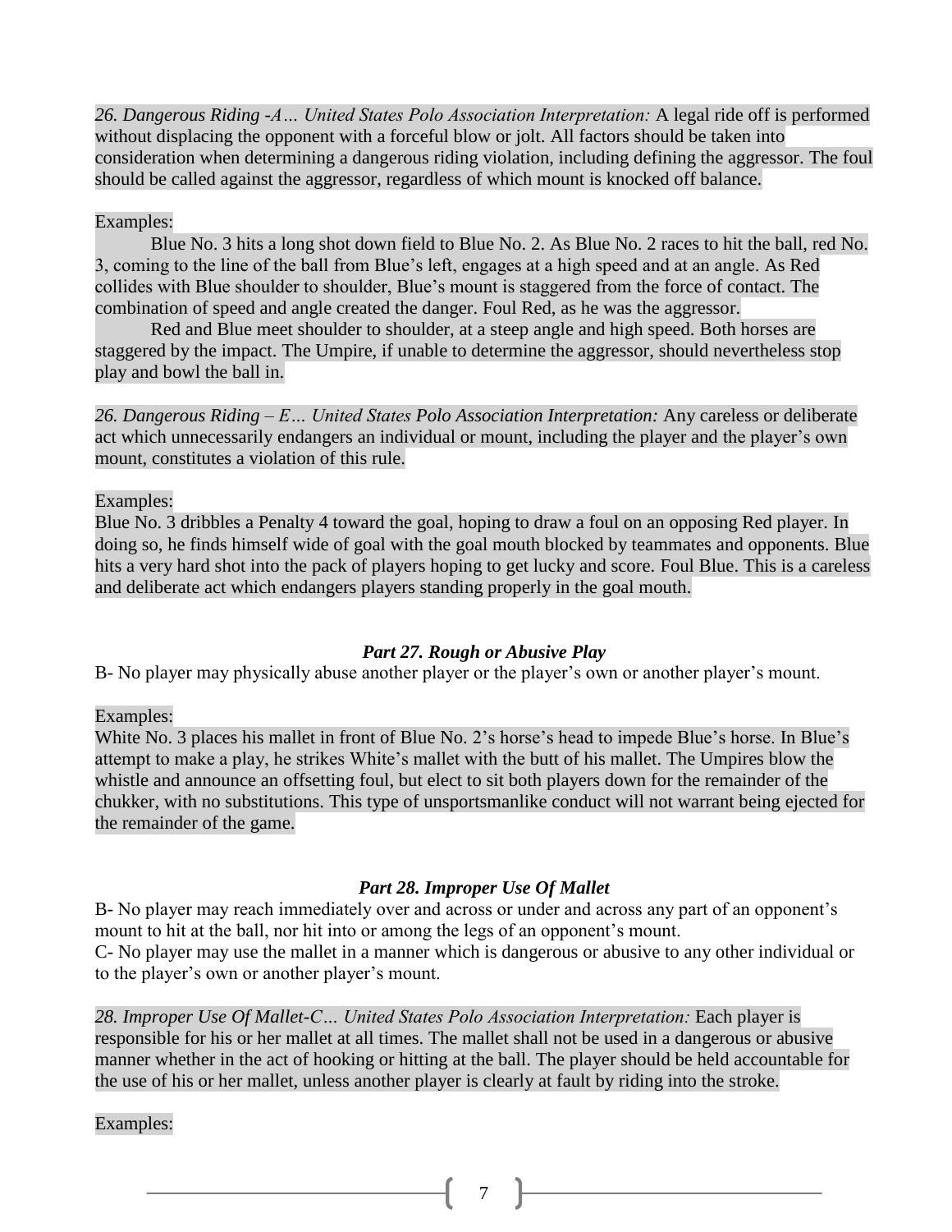*26. Dangerous Riding -A… United States Polo Association Interpretation:* A legal ride off is performed without displacing the opponent with a forceful blow or jolt. All factors should be taken into consideration when determining a dangerous riding violation, including defining the aggressor. The foul should be called against the aggressor, regardless of which mount is knocked off balance.

Examples:

Blue No. 3 hits a long shot down field to Blue No. 2. As Blue No. 2 races to hit the ball, red No. 3, coming to the line of the ball from Blue's left, engages at a high speed and at an angle. As Red collides with Blue shoulder to shoulder, Blue's mount is staggered from the force of contact. The combination of speed and angle created the danger. Foul Red, as he was the aggressor.

Red and Blue meet shoulder to shoulder, at a steep angle and high speed. Both horses are staggered by the impact. The Umpire, if unable to determine the aggressor, should nevertheless stop play and bowl the ball in.

*26. Dangerous Riding – E… United States Polo Association Interpretation:* Any careless or deliberate act which unnecessarily endangers an individual or mount, including the player and the player's own mount, constitutes a violation of this rule.

Examples:

Blue No. 3 dribbles a Penalty 4 toward the goal, hoping to draw a foul on an opposing Red player. In doing so, he finds himself wide of goal with the goal mouth blocked by teammates and opponents. Blue hits a very hard shot into the pack of players hoping to get lucky and score. Foul Blue. This is a careless and deliberate act which endangers players standing properly in the goal mouth.

### *Part 27. Rough or Abusive Play*

B- No player may physically abuse another player or the player's own or another player's mount.

Examples:

White No. 3 places his mallet in front of Blue No. 2's horse's head to impede Blue's horse. In Blue's attempt to make a play, he strikes White's mallet with the butt of his mallet. The Umpires blow the whistle and announce an offsetting foul, but elect to sit both players down for the remainder of the chukker, with no substitutions. This type of unsportsmanlike conduct will not warrant being ejected for the remainder of the game.

### *Part 28. Improper Use Of Mallet*

B- No player may reach immediately over and across or under and across any part of an opponent's mount to hit at the ball, nor hit into or among the legs of an opponent's mount.

C- No player may use the mallet in a manner which is dangerous or abusive to any other individual or to the player's own or another player's mount.

*28. Improper Use Of Mallet-C… United States Polo Association Interpretation:* Each player is responsible for his or her mallet at all times. The mallet shall not be used in a dangerous or abusive manner whether in the act of hooking or hitting at the ball. The player should be held accountable for the use of his or her mallet, unless another player is clearly at fault by riding into the stroke.

Examples: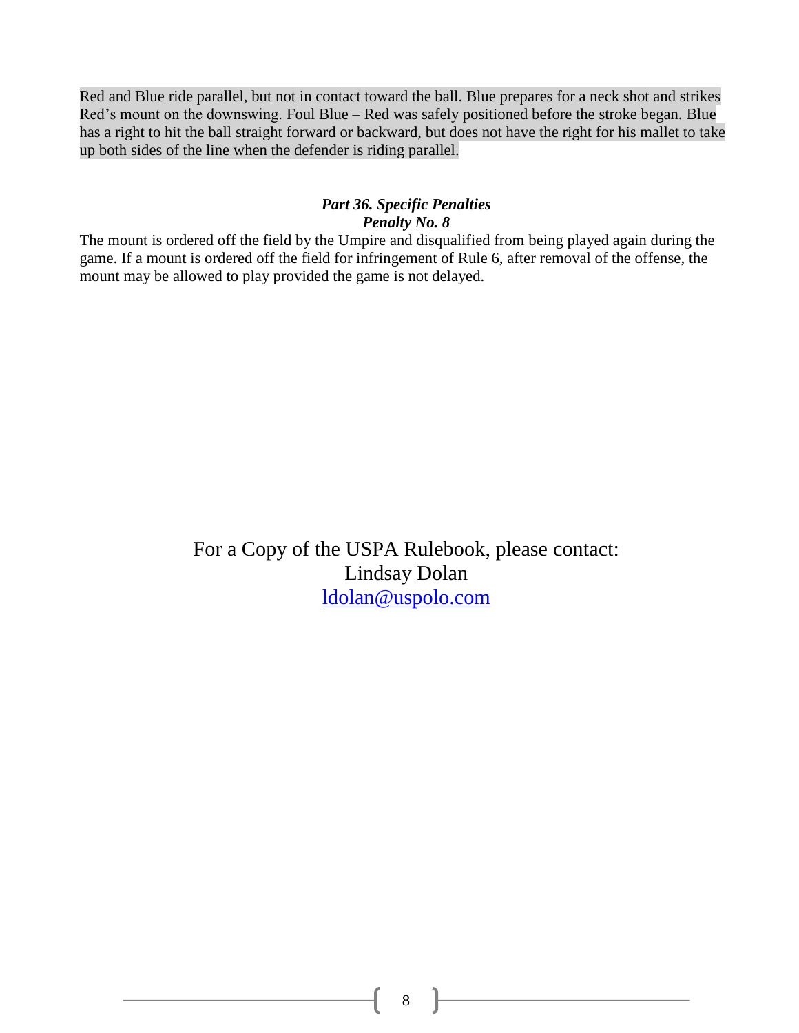Red and Blue ride parallel, but not in contact toward the ball. Blue prepares for a neck shot and strikes Red's mount on the downswing. Foul Blue – Red was safely positioned before the stroke began. Blue has a right to hit the ball straight forward or backward, but does not have the right for his mallet to take up both sides of the line when the defender is riding parallel.

***Part 36. Specific Penalties***

***Penalty No. 8***

The mount is ordered off the field by the Umpire and disqualified from being played again during the game. If a mount is ordered off the field for infringement of Rule 6, after removal of the offense, the mount may be allowed to play provided the game is not delayed.

For a Copy of the USPA Rulebook, please contact:
Lindsay Dolan
ldolan@uspolo.com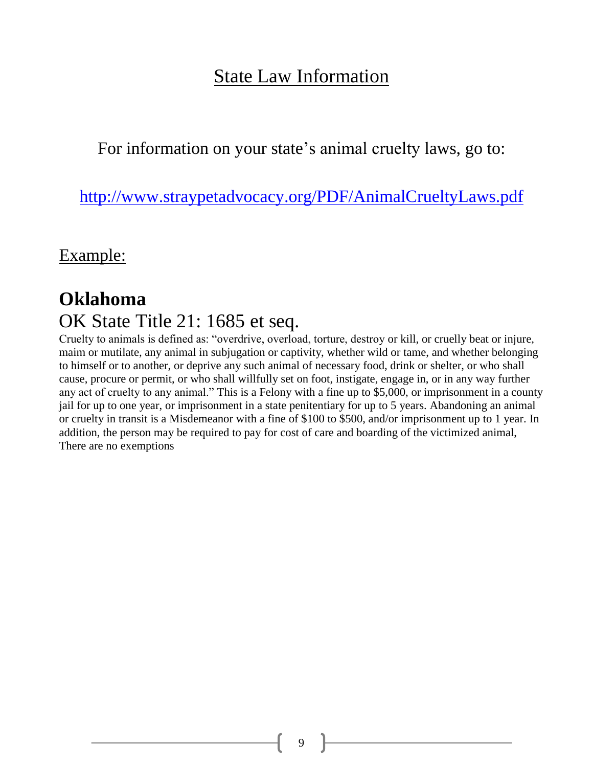# State Law Information

For information on your state's animal cruelty laws, go to:

http://www.straypetadvocacy.org/PDF/AnimalCrueltyLaws.pdf

Example:

## Oklahoma

### OK State Title 21: 1685 et seq.

Cruelty to animals is defined as: "overdrive, overload, torture, destroy or kill, or cruelly beat or injure, maim or mutilate, any animal in subjugation or captivity, whether wild or tame, and whether belonging to himself or to another, or deprive any such animal of necessary food, drink or shelter, or who shall cause, procure or permit, or who shall willfully set on foot, instigate, engage in, or in any way further any act of cruelty to any animal." This is a Felony with a fine up to $5,000, or imprisonment in a county jail for up to one year, or imprisonment in a state penitentiary for up to 5 years. Abandoning an animal or cruelty in transit is a Misdemeanor with a fine of $100 to $500, and/or imprisonment up to 1 year. In addition, the person may be required to pay for cost of care and boarding of the victimized animal, There are no exemptions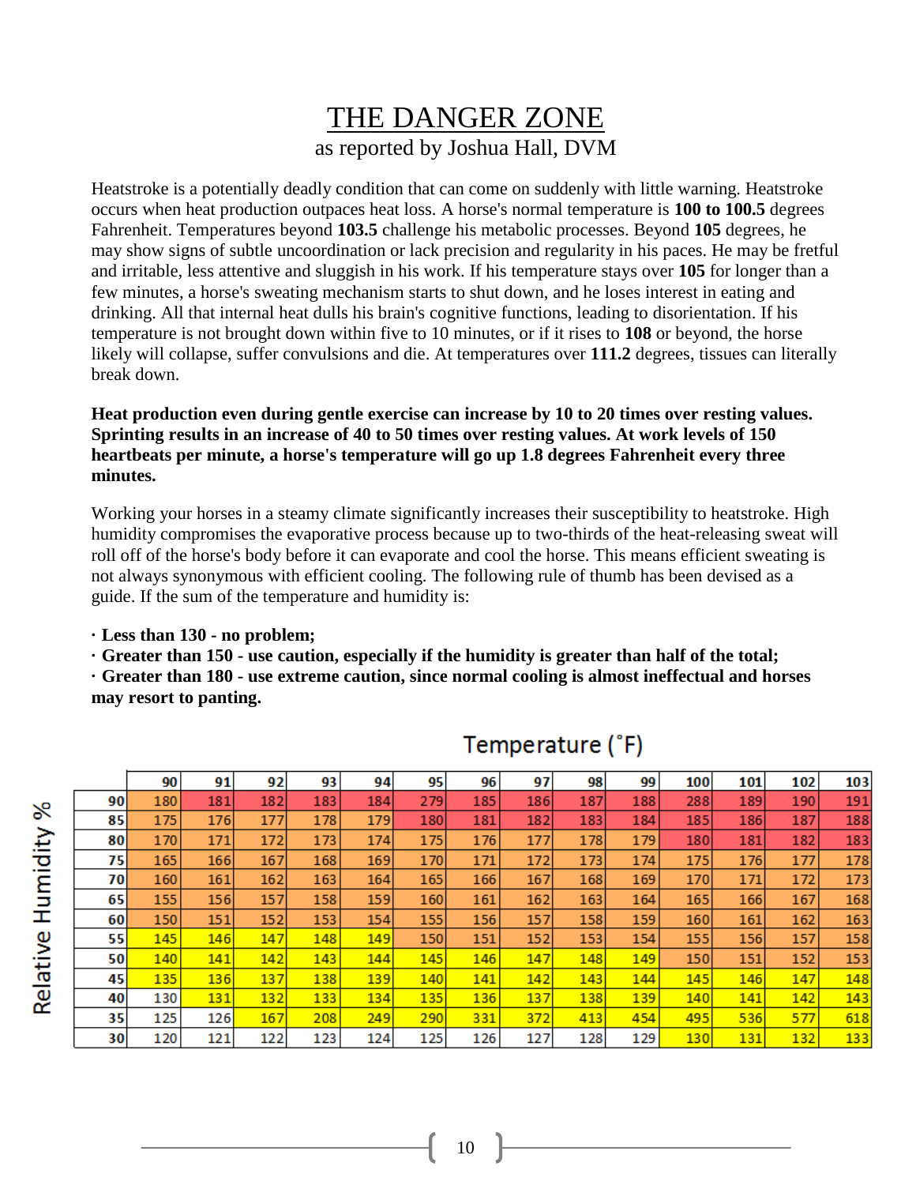# THE DANGER ZONE

as reported by Joshua Hall, DVM

Heatstroke is a potentially deadly condition that can come on suddenly with little warning. Heatstroke occurs when heat production outpaces heat loss. A horse's normal temperature is **100 to 100.5** degrees Fahrenheit. Temperatures beyond **103.5** challenge his metabolic processes. Beyond **105** degrees, he may show signs of subtle uncoordination or lack precision and regularity in his paces. He may be fretful and irritable, less attentive and sluggish in his work. If his temperature stays over **105** for longer than a few minutes, a horse's sweating mechanism starts to shut down, and he loses interest in eating and drinking. All that internal heat dulls his brain's cognitive functions, leading to disorientation. If his temperature is not brought down within five to 10 minutes, or if it rises to **108** or beyond, the horse likely will collapse, suffer convulsions and die. At temperatures over **111.2** degrees, tissues can literally break down.

**Heat production even during gentle exercise can increase by 10 to 20 times over resting values. Sprinting results in an increase of 40 to 50 times over resting values. At work levels of 150 heartbeats per minute, a horse's temperature will go up 1.8 degrees Fahrenheit every three minutes.**

Working your horses in a steamy climate significantly increases their susceptibility to heatstroke. High humidity compromises the evaporative process because up to two-thirds of the heat-releasing sweat will roll off of the horse's body before it can evaporate and cool the horse. This means efficient sweating is not always synonymous with efficient cooling. The following rule of thumb has been devised as a guide. If the sum of the temperature and humidity is:

- **Less than 130 - no problem;**
- **Greater than 150 - use caution, especially if the humidity is greater than half of the total;**
- **Greater than 180 - use extreme caution, since normal cooling is almost ineffectual and horses may resort to panting.**

Temperature (˚F)

| Relative Humidity % | 90 | 91 | 92 | 93 | 94 | 95 | 96 | 97 | 98 | 99 | 100 | 101 | 102 | 103 |
|---|---|---|---|---|---|---|---|---|---|---|---|---|---|---|
| 90 | 180 | 181 | 182 | 183 | 184 | 279 | 185 | 186 | 187 | 188 | 288 | 189 | 190 | 191 |
| 85 | 175 | 176 | 177 | 178 | 179 | 180 | 181 | 182 | 183 | 184 | 185 | 186 | 187 | 188 |
| 80 | 170 | 171 | 172 | 173 | 174 | 175 | 176 | 177 | 178 | 179 | 180 | 181 | 182 | 183 |
| 75 | 165 | 166 | 167 | 168 | 169 | 170 | 171 | 172 | 173 | 174 | 175 | 176 | 177 | 178 |
| 70 | 160 | 161 | 162 | 163 | 164 | 165 | 166 | 167 | 168 | 169 | 170 | 171 | 172 | 173 |
| 65 | 155 | 156 | 157 | 158 | 159 | 160 | 161 | 162 | 163 | 164 | 165 | 166 | 167 | 168 |
| 60 | 150 | 151 | 152 | 153 | 154 | 155 | 156 | 157 | 158 | 159 | 160 | 161 | 162 | 163 |
| 55 | 145 | 146 | 147 | 148 | 149 | 150 | 151 | 152 | 153 | 154 | 155 | 156 | 157 | 158 |
| 50 | 140 | 141 | 142 | 143 | 144 | 145 | 146 | 147 | 148 | 149 | 150 | 151 | 152 | 153 |
| 45 | 135 | 136 | 137 | 138 | 139 | 140 | 141 | 142 | 143 | 144 | 145 | 146 | 147 | 148 |
| 40 | 130 | 131 | 132 | 133 | 134 | 135 | 136 | 137 | 138 | 139 | 140 | 141 | 142 | 143 |
| 35 | 125 | 126 | 167 | 208 | 249 | 290 | 331 | 372 | 413 | 454 | 495 | 536 | 577 | 618 |
| 30 | 120 | 121 | 122 | 123 | 124 | 125 | 126 | 127 | 128 | 129 | 130 | 131 | 132 | 133 |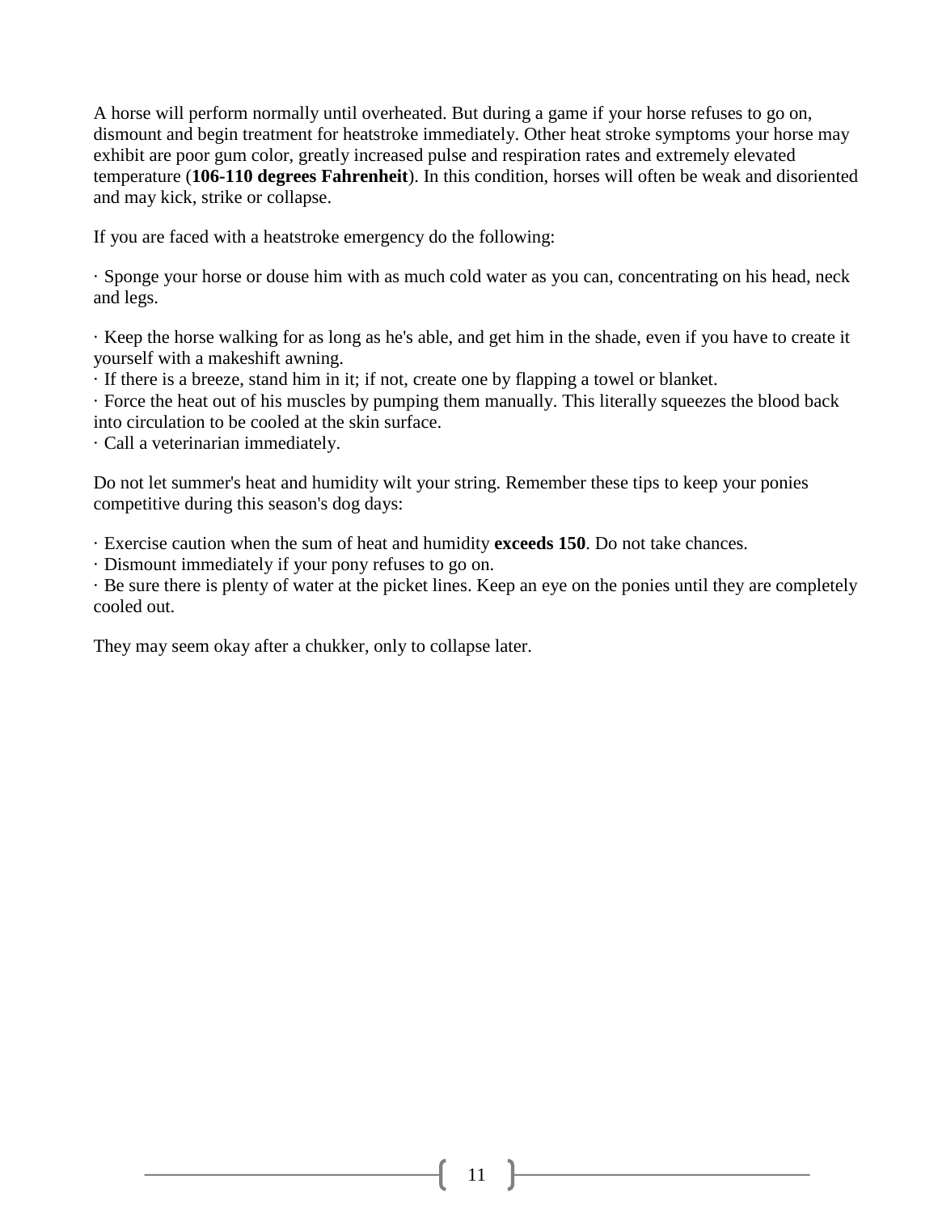A horse will perform normally until overheated. But during a game if your horse refuses to go on, dismount and begin treatment for heatstroke immediately. Other heat stroke symptoms your horse may exhibit are poor gum color, greatly increased pulse and respiration rates and extremely elevated temperature (**106-110 degrees Fahrenheit**). In this condition, horses will often be weak and disoriented and may kick, strike or collapse.

If you are faced with a heatstroke emergency do the following:

· Sponge your horse or douse him with as much cold water as you can, concentrating on his head, neck and legs.

· Keep the horse walking for as long as he's able, and get him in the shade, even if you have to create it yourself with a makeshift awning.
· If there is a breeze, stand him in it; if not, create one by flapping a towel or blanket.
· Force the heat out of his muscles by pumping them manually. This literally squeezes the blood back into circulation to be cooled at the skin surface.
· Call a veterinarian immediately.

Do not let summer's heat and humidity wilt your string. Remember these tips to keep your ponies competitive during this season's dog days:

· Exercise caution when the sum of heat and humidity **exceeds 150**. Do not take chances.
· Dismount immediately if your pony refuses to go on.
· Be sure there is plenty of water at the picket lines. Keep an eye on the ponies until they are completely cooled out.

They may seem okay after a chukker, only to collapse later.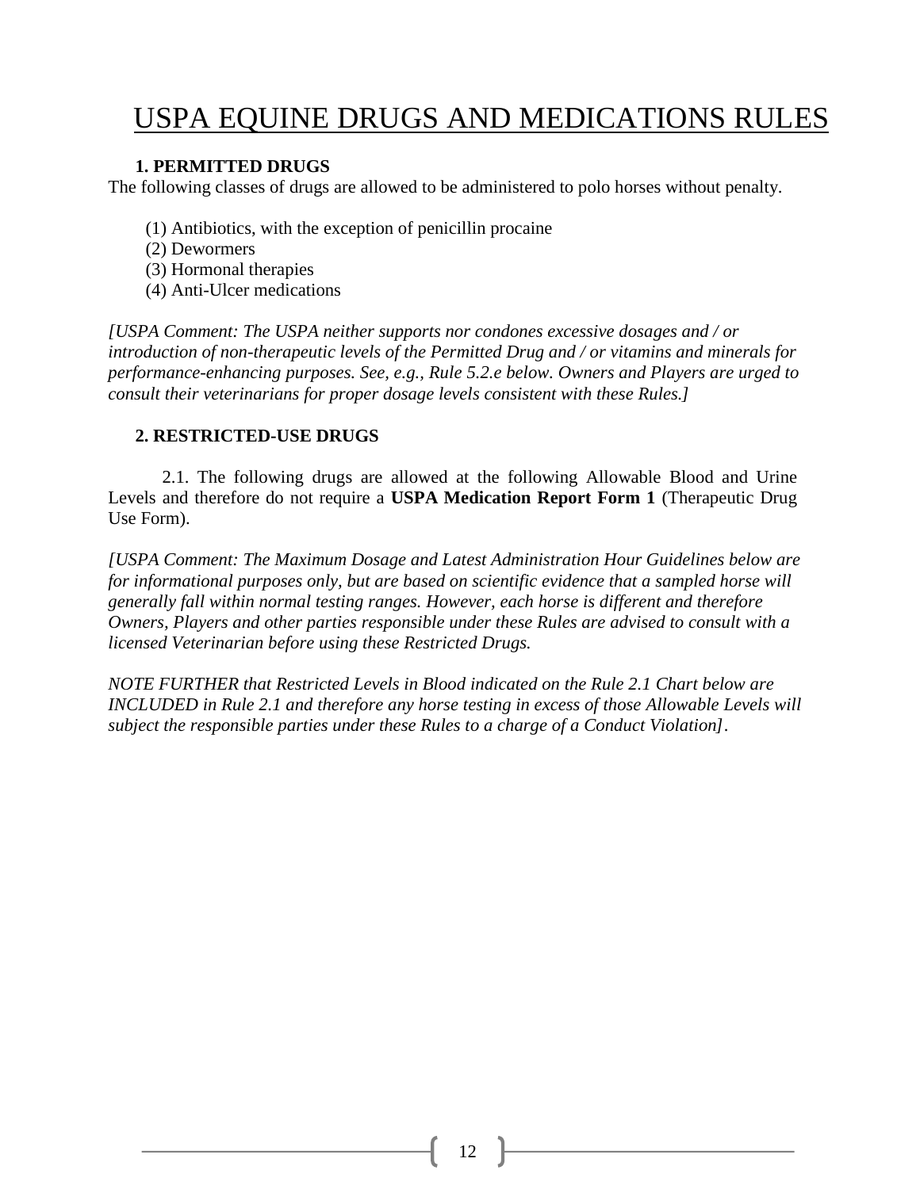# USPA EQUINE DRUGS AND MEDICATIONS RULES

## 1. PERMITTED DRUGS

The following classes of drugs are allowed to be administered to polo horses without penalty.

(1) Antibiotics, with the exception of penicillin procaine
(2) Dewormers
(3) Hormonal therapies
(4) Anti-Ulcer medications

*[USPA Comment: The USPA neither supports nor condones excessive dosages and / or introduction of non-therapeutic levels of the Permitted Drug and / or vitamins and minerals for performance-enhancing purposes. See, e.g., Rule 5.2.e below. Owners and Players are urged to consult their veterinarians for proper dosage levels consistent with these Rules.]*

## 2. RESTRICTED-USE DRUGS

2.1. The following drugs are allowed at the following Allowable Blood and Urine Levels and therefore do not require a **USPA Medication Report Form 1** (Therapeutic Drug Use Form).

*[USPA Comment: The Maximum Dosage and Latest Administration Hour Guidelines below are for informational purposes only, but are based on scientific evidence that a sampled horse will generally fall within normal testing ranges. However, each horse is different and therefore Owners, Players and other parties responsible under these Rules are advised to consult with a licensed Veterinarian before using these Restricted Drugs.*

*NOTE FURTHER that Restricted Levels in Blood indicated on the Rule 2.1 Chart below are INCLUDED in Rule 2.1 and therefore any horse testing in excess of those Allowable Levels will subject the responsible parties under these Rules to a charge of a Conduct Violation]*.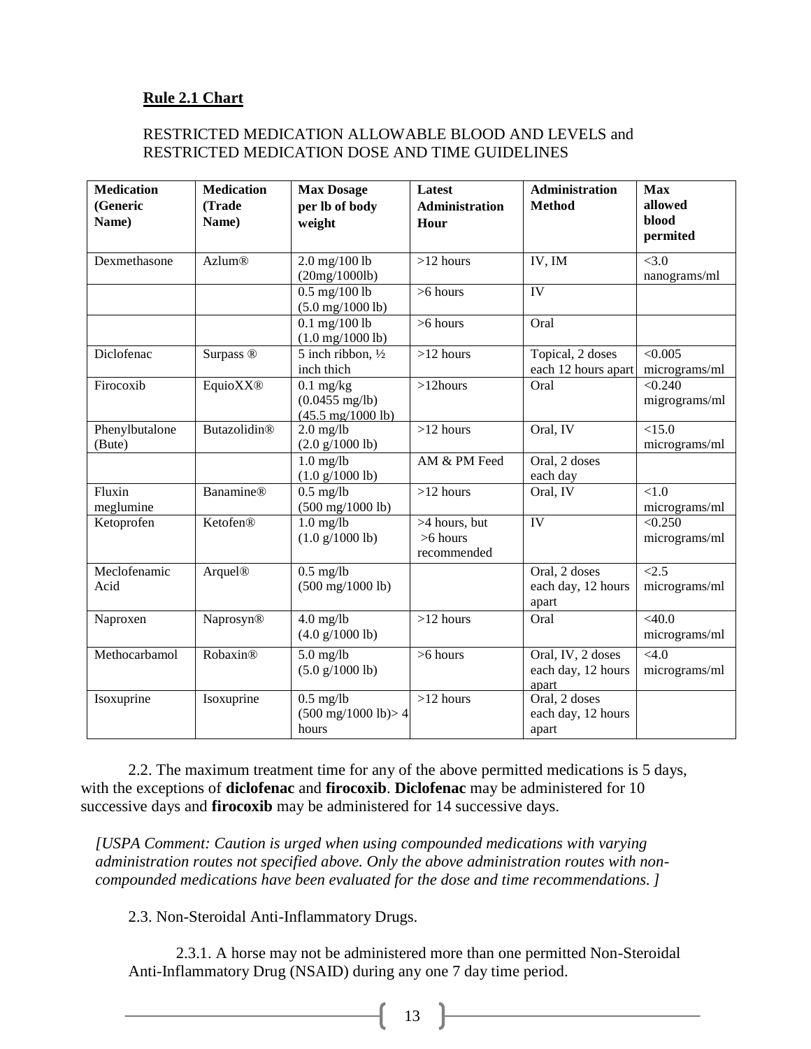**Rule 2.1 Chart**

RESTRICTED MEDICATION ALLOWABLE BLOOD AND LEVELS and RESTRICTED MEDICATION DOSE AND TIME GUIDELINES

| Medication (Generic Name) | Medication (Trade Name) | Max Dosage per lb of body weight | Latest Administration Hour | Administration Method | Max allowed blood permited |
|---|---|---|---|---|---|
| Dexmethasone | Azlum® | 2.0 mg/100 lb (20mg/1000lb) | >12 hours | IV, IM | <3.0 nanograms/ml |
| | | 0.5 mg/100 lb (5.0 mg/1000 lb) | >6 hours | IV | |
| | | 0.1 mg/100 lb (1.0 mg/1000 lb) | >6 hours | Oral | |
| Diclofenac | Surpass ® | 5 inch ribbon, ½ inch thich | >12 hours | Topical, 2 doses each 12 hours apart | <0.005 micrograms/ml |
| Firocoxib | EquioXX® | 0.1 mg/kg (0.0455 mg/lb) (45.5 mg/1000 lb) | >12hours | Oral | <0.240 migrograms/ml |
| Phenylbutalone (Bute) | Butazolidin® | 2.0 mg/lb (2.0 g/1000 lb) | >12 hours | Oral, IV | <15.0 micrograms/ml |
| | | 1.0 mg/lb (1.0 g/1000 lb) | AM & PM Feed | Oral, 2 doses each day | |
| Fluxin meglumine | Banamine® | 0.5 mg/lb (500 mg/1000 lb) | >12 hours | Oral, IV | <1.0 micrograms/ml |
| Ketoprofen | Ketofen® | 1.0 mg/lb (1.0 g/1000 lb) | >4 hours, but >6 hours recommended | IV | <0.250 micrograms/ml |
| Meclofenamic Acid | Arquel® | 0.5 mg/lb (500 mg/1000 lb) | | Oral, 2 doses each day, 12 hours apart | <2.5 micrograms/ml |
| Naproxen | Naprosyn® | 4.0 mg/lb (4.0 g/1000 lb) | >12 hours | Oral | <40.0 micrograms/ml |
| Methocarbamol | Robaxin® | 5.0 mg/lb (5.0 g/1000 lb) | >6 hours | Oral, IV, 2 doses each day, 12 hours apart | <4.0 micrograms/ml |
| Isoxuprine | Isoxuprine | 0.5 mg/lb (500 mg/1000 lb)> 4 hours | >12 hours | Oral, 2 doses each day, 12 hours apart | |

2.2. The maximum treatment time for any of the above permitted medications is 5 days, with the exceptions of **diclofenac** and **firocoxib**. **Diclofenac** may be administered for 10 successive days and **firocoxib** may be administered for 14 successive days.

*[USPA Comment: Caution is urged when using compounded medications with varying administration routes not specified above. Only the above administration routes with non-compounded medications have been evaluated for the dose and time recommendations. ]*

2.3. Non-Steroidal Anti-Inflammatory Drugs.

2.3.1. A horse may not be administered more than one permitted Non-Steroidal Anti-Inflammatory Drug (NSAID) during any one 7 day time period.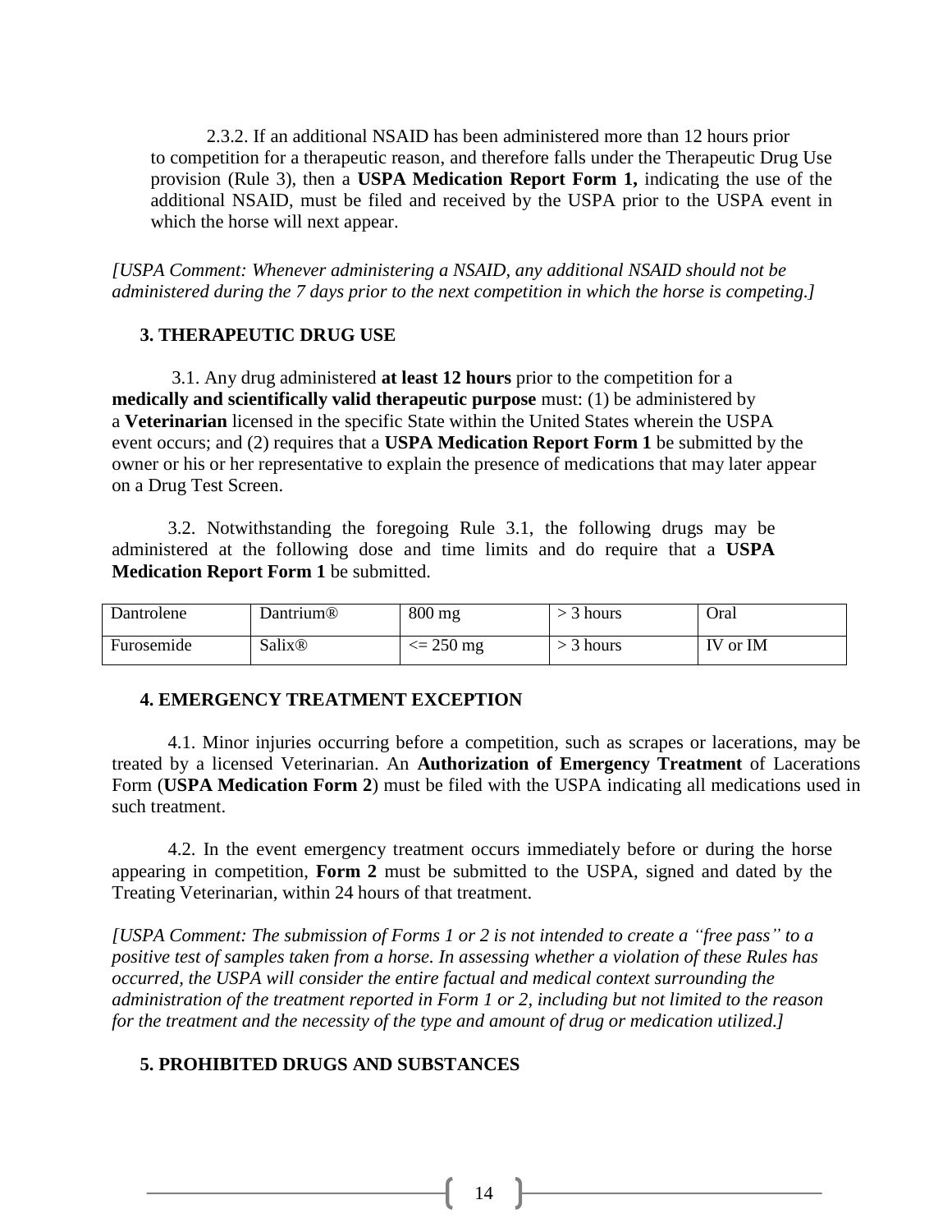2.3.2. If an additional NSAID has been administered more than 12 hours prior to competition for a therapeutic reason, and therefore falls under the Therapeutic Drug Use provision (Rule 3), then a **USPA Medication Report Form 1,** indicating the use of the additional NSAID, must be filed and received by the USPA prior to the USPA event in which the horse will next appear.

*[USPA Comment: Whenever administering a NSAID, any additional NSAID should not be administered during the 7 days prior to the next competition in which the horse is competing.]*

### 3. THERAPEUTIC DRUG USE

3.1. Any drug administered **at least 12 hours** prior to the competition for a **medically and scientifically valid therapeutic purpose** must: (1) be administered by a **Veterinarian** licensed in the specific State within the United States wherein the USPA event occurs; and (2) requires that a **USPA Medication Report Form 1** be submitted by the owner or his or her representative to explain the presence of medications that may later appear on a Drug Test Screen.

3.2. Notwithstanding the foregoing Rule 3.1, the following drugs may be administered at the following dose and time limits and do require that a **USPA Medication Report Form 1** be submitted.

| | | | | |
|---|---|---|---|---|
| Dantrolene | Dantrium® | 800 mg | > 3 hours | Oral |
| Furosemide | Salix® | <= 250 mg | > 3 hours | IV or IM |

### 4. EMERGENCY TREATMENT EXCEPTION

4.1. Minor injuries occurring before a competition, such as scrapes or lacerations, may be treated by a licensed Veterinarian. An **Authorization of Emergency Treatment** of Lacerations Form (**USPA Medication Form 2**) must be filed with the USPA indicating all medications used in such treatment.

4.2. In the event emergency treatment occurs immediately before or during the horse appearing in competition, **Form 2** must be submitted to the USPA, signed and dated by the Treating Veterinarian, within 24 hours of that treatment.

*[USPA Comment: The submission of Forms 1 or 2 is not intended to create a "free pass" to a positive test of samples taken from a horse. In assessing whether a violation of these Rules has occurred, the USPA will consider the entire factual and medical context surrounding the administration of the treatment reported in Form 1 or 2, including but not limited to the reason for the treatment and the necessity of the type and amount of drug or medication utilized.]*

### 5. PROHIBITED DRUGS AND SUBSTANCES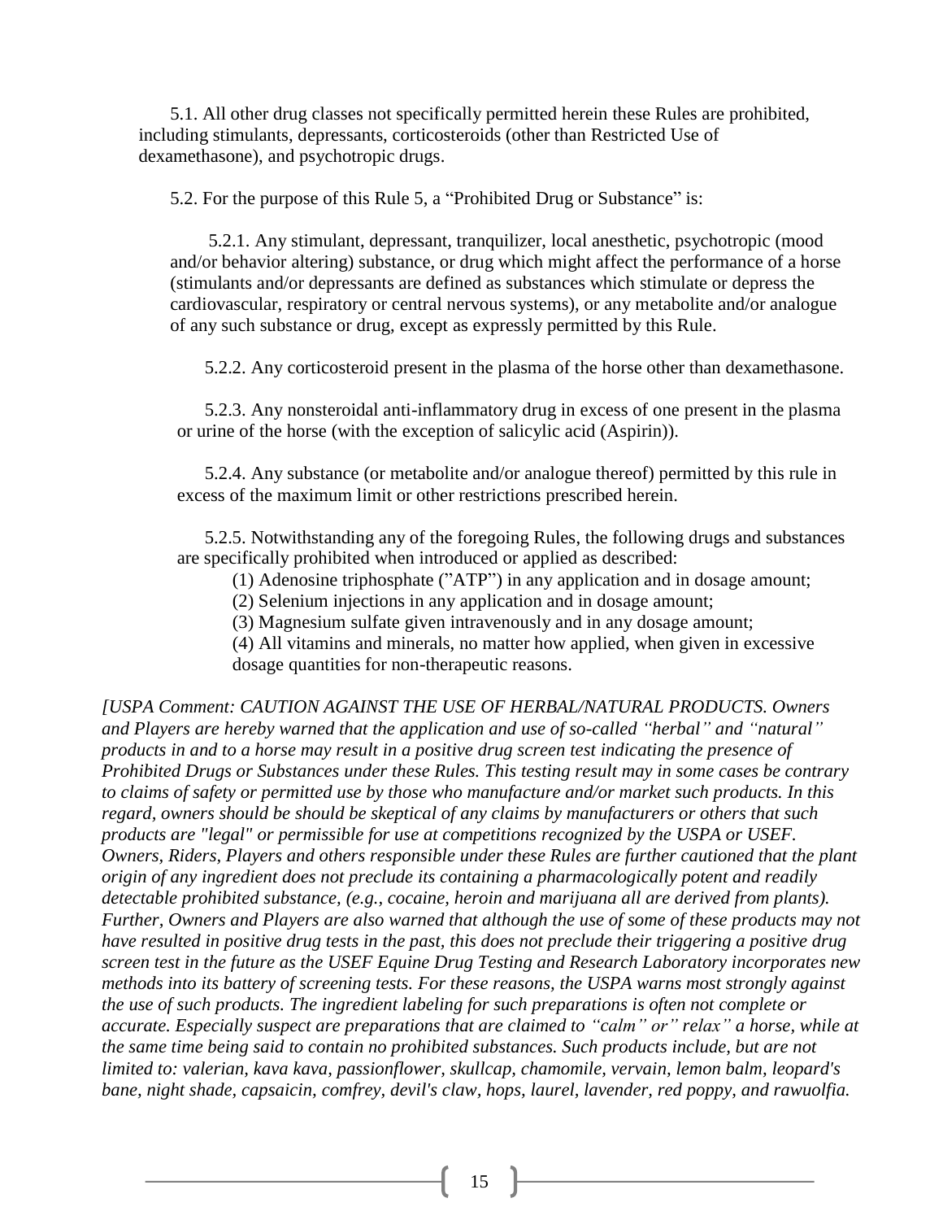5.1. All other drug classes not specifically permitted herein these Rules are prohibited, including stimulants, depressants, corticosteroids (other than Restricted Use of dexamethasone), and psychotropic drugs.

5.2. For the purpose of this Rule 5, a “Prohibited Drug or Substance” is:

5.2.1. Any stimulant, depressant, tranquilizer, local anesthetic, psychotropic (mood and/or behavior altering) substance, or drug which might affect the performance of a horse (stimulants and/or depressants are defined as substances which stimulate or depress the cardiovascular, respiratory or central nervous systems), or any metabolite and/or analogue of any such substance or drug, except as expressly permitted by this Rule.

5.2.2. Any corticosteroid present in the plasma of the horse other than dexamethasone.

5.2.3. Any nonsteroidal anti-inflammatory drug in excess of one present in the plasma or urine of the horse (with the exception of salicylic acid (Aspirin)).

5.2.4. Any substance (or metabolite and/or analogue thereof) permitted by this rule in excess of the maximum limit or other restrictions prescribed herein.

5.2.5. Notwithstanding any of the foregoing Rules, the following drugs and substances are specifically prohibited when introduced or applied as described:

(1) Adenosine triphosphate (”ATP”) in any application and in dosage amount;
(2) Selenium injections in any application and in dosage amount;
(3) Magnesium sulfate given intravenously and in any dosage amount;
(4) All vitamins and minerals, no matter how applied, when given in excessive dosage quantities for non-therapeutic reasons.

*[USPA Comment: CAUTION AGAINST THE USE OF HERBAL/NATURAL PRODUCTS. Owners and Players are hereby warned that the application and use of so-called “herbal” and “natural” products in and to a horse may result in a positive drug screen test indicating the presence of Prohibited Drugs or Substances under these Rules. This testing result may in some cases be contrary to claims of safety or permitted use by those who manufacture and/or market such products. In this regard, owners should be should be skeptical of any claims by manufacturers or others that such products are "legal" or permissible for use at competitions recognized by the USPA or USEF. Owners, Riders, Players and others responsible under these Rules are further cautioned that the plant origin of any ingredient does not preclude its containing a pharmacologically potent and readily detectable prohibited substance, (e.g., cocaine, heroin and marijuana all are derived from plants). Further, Owners and Players are also warned that although the use of some of these products may not have resulted in positive drug tests in the past, this does not preclude their triggering a positive drug screen test in the future as the USEF Equine Drug Testing and Research Laboratory incorporates new methods into its battery of screening tests. For these reasons, the USPA warns most strongly against the use of such products. The ingredient labeling for such preparations is often not complete or accurate. Especially suspect are preparations that are claimed to “calm” or” relax” a horse, while at the same time being said to contain no prohibited substances. Such products include, but are not limited to: valerian, kava kava, passionflower, skullcap, chamomile, vervain, lemon balm, leopard's bane, night shade, capsaicin, comfrey, devil's claw, hops, laurel, lavender, red poppy, and rawuolfia.*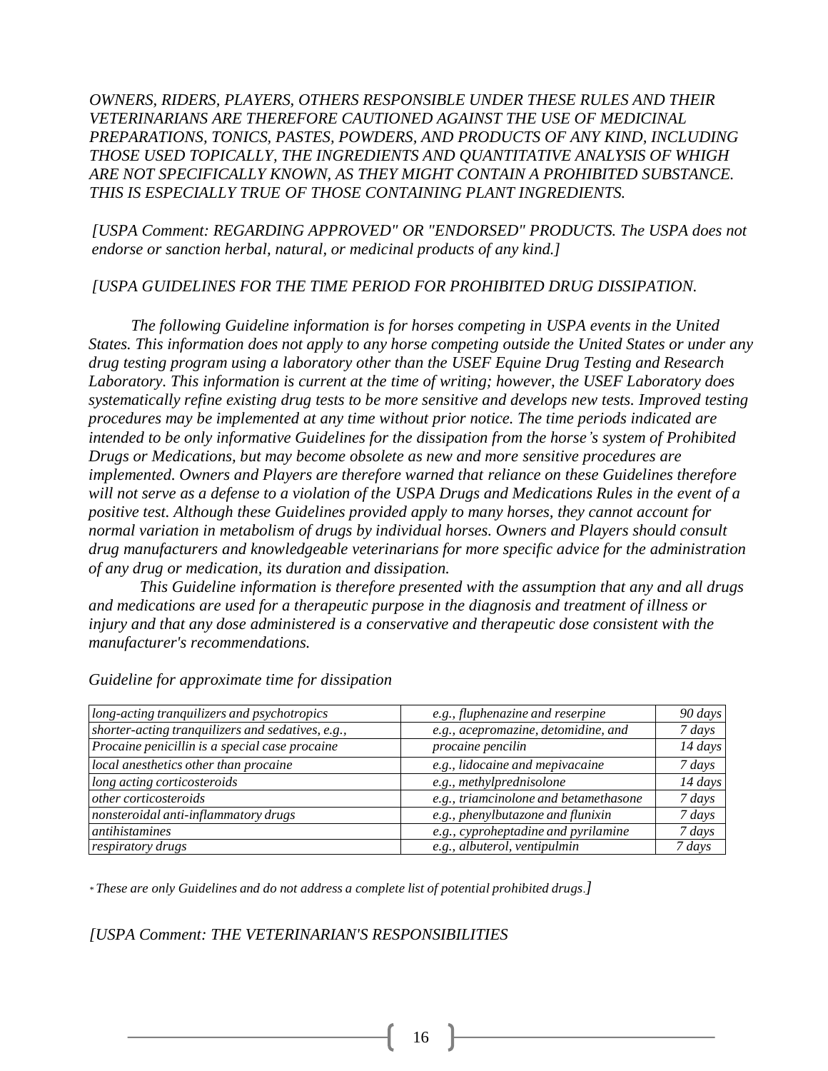*OWNERS, RIDERS, PLAYERS, OTHERS RESPONSIBLE UNDER THESE RULES AND THEIR VETERINARIANS ARE THEREFORE CAUTIONED AGAINST THE USE OF MEDICINAL PREPARATIONS, TONICS, PASTES, POWDERS, AND PRODUCTS OF ANY KIND, INCLUDING THOSE USED TOPICALLY, THE INGREDIENTS AND QUANTITATIVE ANALYSIS OF WHIGH ARE NOT SPECIFICALLY KNOWN, AS THEY MIGHT CONTAIN A PROHIBITED SUBSTANCE. THIS IS ESPECIALLY TRUE OF THOSE CONTAINING PLANT INGREDIENTS.*

*[USPA Comment: REGARDING APPROVED" OR "ENDORSED" PRODUCTS. The USPA does not endorse or sanction herbal, natural, or medicinal products of any kind.]*

*[USPA GUIDELINES FOR THE TIME PERIOD FOR PROHIBITED DRUG DISSIPATION.*

*The following Guideline information is for horses competing in USPA events in the United States. This information does not apply to any horse competing outside the United States or under any drug testing program using a laboratory other than the USEF Equine Drug Testing and Research Laboratory. This information is current at the time of writing; however, the USEF Laboratory does systematically refine existing drug tests to be more sensitive and develops new tests. Improved testing procedures may be implemented at any time without prior notice. The time periods indicated are intended to be only informative Guidelines for the dissipation from the horse's system of Prohibited Drugs or Medications, but may become obsolete as new and more sensitive procedures are implemented. Owners and Players are therefore warned that reliance on these Guidelines therefore will not serve as a defense to a violation of the USPA Drugs and Medications Rules in the event of a positive test. Although these Guidelines provided apply to many horses, they cannot account for normal variation in metabolism of drugs by individual horses. Owners and Players should consult drug manufacturers and knowledgeable veterinarians for more specific advice for the administration of any drug or medication, its duration and dissipation.*

*This Guideline information is therefore presented with the assumption that any and all drugs and medications are used for a therapeutic purpose in the diagnosis and treatment of illness or injury and that any dose administered is a conservative and therapeutic dose consistent with the manufacturer's recommendations.*

*Guideline for approximate time for dissipation*

| | | |
|---|---|---|
| *long-acting tranquilizers and psychotropics* | *e.g., fluphenazine and reserpine* | *90 days* |
| *shorter-acting tranquilizers and sedatives, e.g.,* | *e.g., acepromazine, detomidine, and* | *7 days* |
| *Procaine penicillin is a special case procaine* | *procaine pencilin* | *14 days* |
| *local anesthetics other than procaine* | *e.g., lidocaine and mepivacaine* | *7 days* |
| *long acting corticosteroids* | *e.g., methylprednisolone* | *14 days* |
| *other corticosteroids* | *e.g., triamcinolone and betamethasone* | *7 days* |
| *nonsteroidal anti-inflammatory drugs* | *e.g., phenylbutazone and flunixin* | *7 days* |
| *antihistamines* | *e.g., cyproheptadine and pyrilamine* | *7 days* |
| *respiratory drugs* | *e.g., albuterol, ventipulmin* | *7 days* |

*\* These are only Guidelines and do not address a complete list of potential prohibited drugs.]*

*[USPA Comment: THE VETERINARIAN'S RESPONSIBILITIES*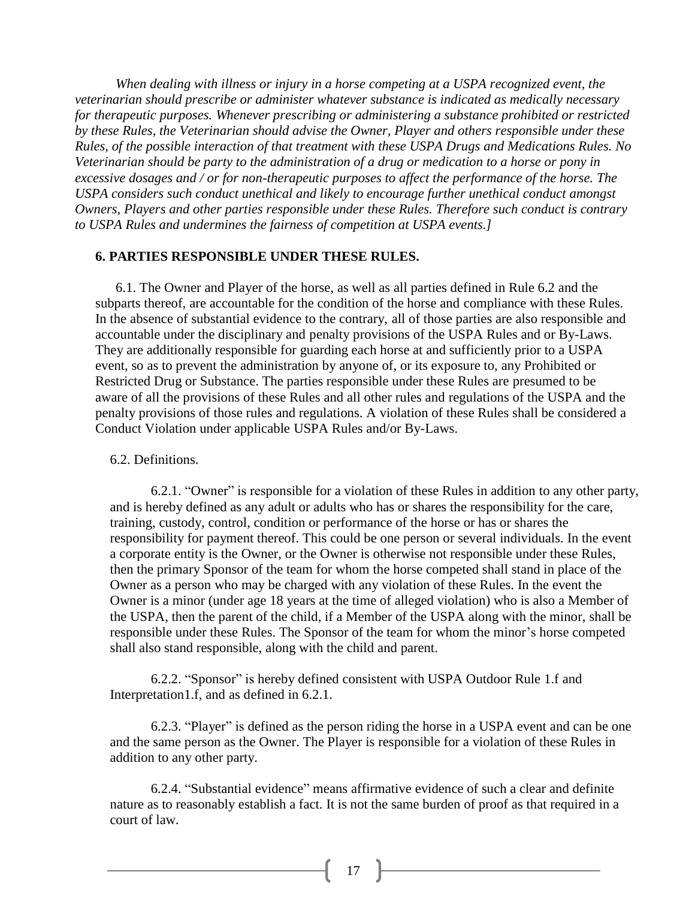*When dealing with illness or injury in a horse competing at a USPA recognized event, the veterinarian should prescribe or administer whatever substance is indicated as medically necessary for therapeutic purposes. Whenever prescribing or administering a substance prohibited or restricted by these Rules, the Veterinarian should advise the Owner, Player and others responsible under these Rules, of the possible interaction of that treatment with these USPA Drugs and Medications Rules. No Veterinarian should be party to the administration of a drug or medication to a horse or pony in excessive dosages and / or for non-therapeutic purposes to affect the performance of the horse. The USPA considers such conduct unethical and likely to encourage further unethical conduct amongst Owners, Players and other parties responsible under these Rules. Therefore such conduct is contrary to USPA Rules and undermines the fairness of competition at USPA events.]*

**6. PARTIES RESPONSIBLE UNDER THESE RULES.**

6.1. The Owner and Player of the horse, as well as all parties defined in Rule 6.2 and the subparts thereof, are accountable for the condition of the horse and compliance with these Rules. In the absence of substantial evidence to the contrary, all of those parties are also responsible and accountable under the disciplinary and penalty provisions of the USPA Rules and or By-Laws. They are additionally responsible for guarding each horse at and sufficiently prior to a USPA event, so as to prevent the administration by anyone of, or its exposure to, any Prohibited or Restricted Drug or Substance. The parties responsible under these Rules are presumed to be aware of all the provisions of these Rules and all other rules and regulations of the USPA and the penalty provisions of those rules and regulations. A violation of these Rules shall be considered a Conduct Violation under applicable USPA Rules and/or By-Laws.

6.2. Definitions.

6.2.1. "Owner" is responsible for a violation of these Rules in addition to any other party, and is hereby defined as any adult or adults who has or shares the responsibility for the care, training, custody, control, condition or performance of the horse or has or shares the responsibility for payment thereof. This could be one person or several individuals. In the event a corporate entity is the Owner, or the Owner is otherwise not responsible under these Rules, then the primary Sponsor of the team for whom the horse competed shall stand in place of the Owner as a person who may be charged with any violation of these Rules. In the event the Owner is a minor (under age 18 years at the time of alleged violation) who is also a Member of the USPA, then the parent of the child, if a Member of the USPA along with the minor, shall be responsible under these Rules. The Sponsor of the team for whom the minor's horse competed shall also stand responsible, along with the child and parent.

6.2.2. "Sponsor" is hereby defined consistent with USPA Outdoor Rule 1.f and Interpretation1.f, and as defined in 6.2.1.

6.2.3. "Player" is defined as the person riding the horse in a USPA event and can be one and the same person as the Owner. The Player is responsible for a violation of these Rules in addition to any other party.

6.2.4. "Substantial evidence" means affirmative evidence of such a clear and definite nature as to reasonably establish a fact. It is not the same burden of proof as that required in a court of law.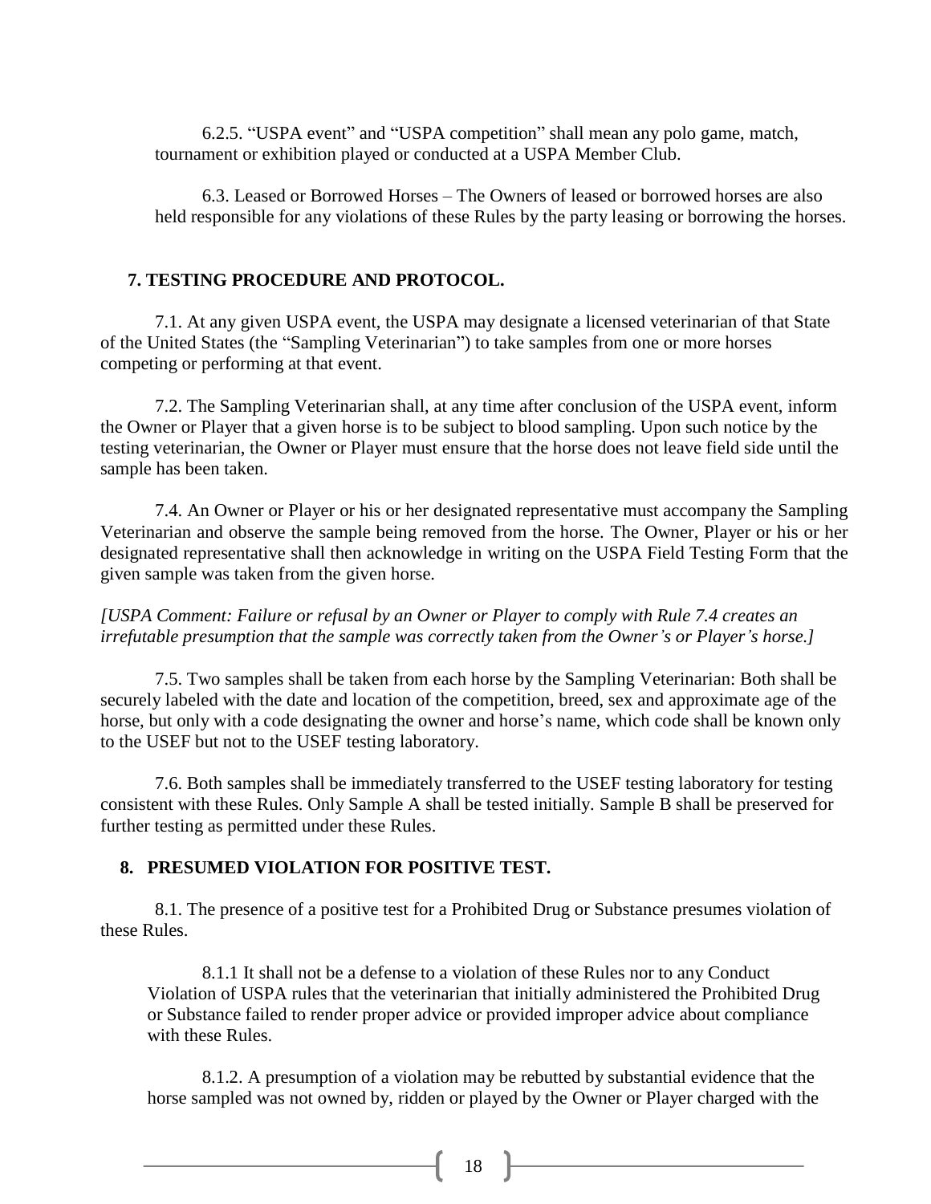6.2.5. "USPA event" and "USPA competition" shall mean any polo game, match, tournament or exhibition played or conducted at a USPA Member Club.

6.3. Leased or Borrowed Horses – The Owners of leased or borrowed horses are also held responsible for any violations of these Rules by the party leasing or borrowing the horses.

## 7. TESTING PROCEDURE AND PROTOCOL.

7.1. At any given USPA event, the USPA may designate a licensed veterinarian of that State of the United States (the "Sampling Veterinarian") to take samples from one or more horses competing or performing at that event.

7.2. The Sampling Veterinarian shall, at any time after conclusion of the USPA event, inform the Owner or Player that a given horse is to be subject to blood sampling. Upon such notice by the testing veterinarian, the Owner or Player must ensure that the horse does not leave field side until the sample has been taken.

7.4. An Owner or Player or his or her designated representative must accompany the Sampling Veterinarian and observe the sample being removed from the horse. The Owner, Player or his or her designated representative shall then acknowledge in writing on the USPA Field Testing Form that the given sample was taken from the given horse.

*[USPA Comment: Failure or refusal by an Owner or Player to comply with Rule 7.4 creates an irrefutable presumption that the sample was correctly taken from the Owner's or Player's horse.]*

7.5. Two samples shall be taken from each horse by the Sampling Veterinarian: Both shall be securely labeled with the date and location of the competition, breed, sex and approximate age of the horse, but only with a code designating the owner and horse's name, which code shall be known only to the USEF but not to the USEF testing laboratory.

7.6. Both samples shall be immediately transferred to the USEF testing laboratory for testing consistent with these Rules. Only Sample A shall be tested initially. Sample B shall be preserved for further testing as permitted under these Rules.

## 8. PRESUMED VIOLATION FOR POSITIVE TEST.

8.1. The presence of a positive test for a Prohibited Drug or Substance presumes violation of these Rules.

8.1.1 It shall not be a defense to a violation of these Rules nor to any Conduct Violation of USPA rules that the veterinarian that initially administered the Prohibited Drug or Substance failed to render proper advice or provided improper advice about compliance with these Rules.

8.1.2. A presumption of a violation may be rebutted by substantial evidence that the horse sampled was not owned by, ridden or played by the Owner or Player charged with the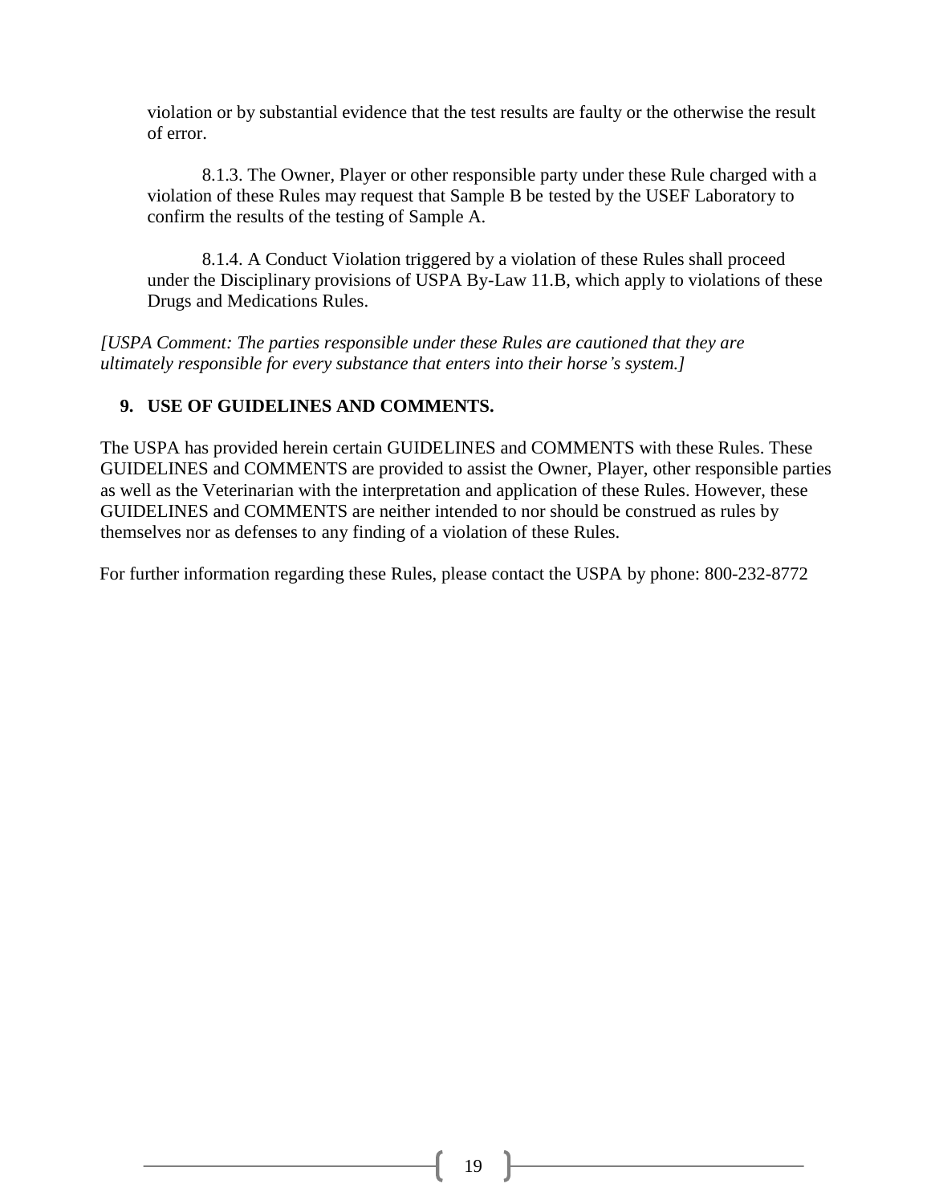violation or by substantial evidence that the test results are faulty or the otherwise the result of error.

8.1.3. The Owner, Player or other responsible party under these Rule charged with a violation of these Rules may request that Sample B be tested by the USEF Laboratory to confirm the results of the testing of Sample A.

8.1.4. A Conduct Violation triggered by a violation of these Rules shall proceed under the Disciplinary provisions of USPA By-Law 11.B, which apply to violations of these Drugs and Medications Rules.

*[USPA Comment: The parties responsible under these Rules are cautioned that they are ultimately responsible for every substance that enters into their horse's system.]*

## 9. USE OF GUIDELINES AND COMMENTS.

The USPA has provided herein certain GUIDELINES and COMMENTS with these Rules. These GUIDELINES and COMMENTS are provided to assist the Owner, Player, other responsible parties as well as the Veterinarian with the interpretation and application of these Rules. However, these GUIDELINES and COMMENTS are neither intended to nor should be construed as rules by themselves nor as defenses to any finding of a violation of these Rules.

For further information regarding these Rules, please contact the USPA by phone: 800-232-8772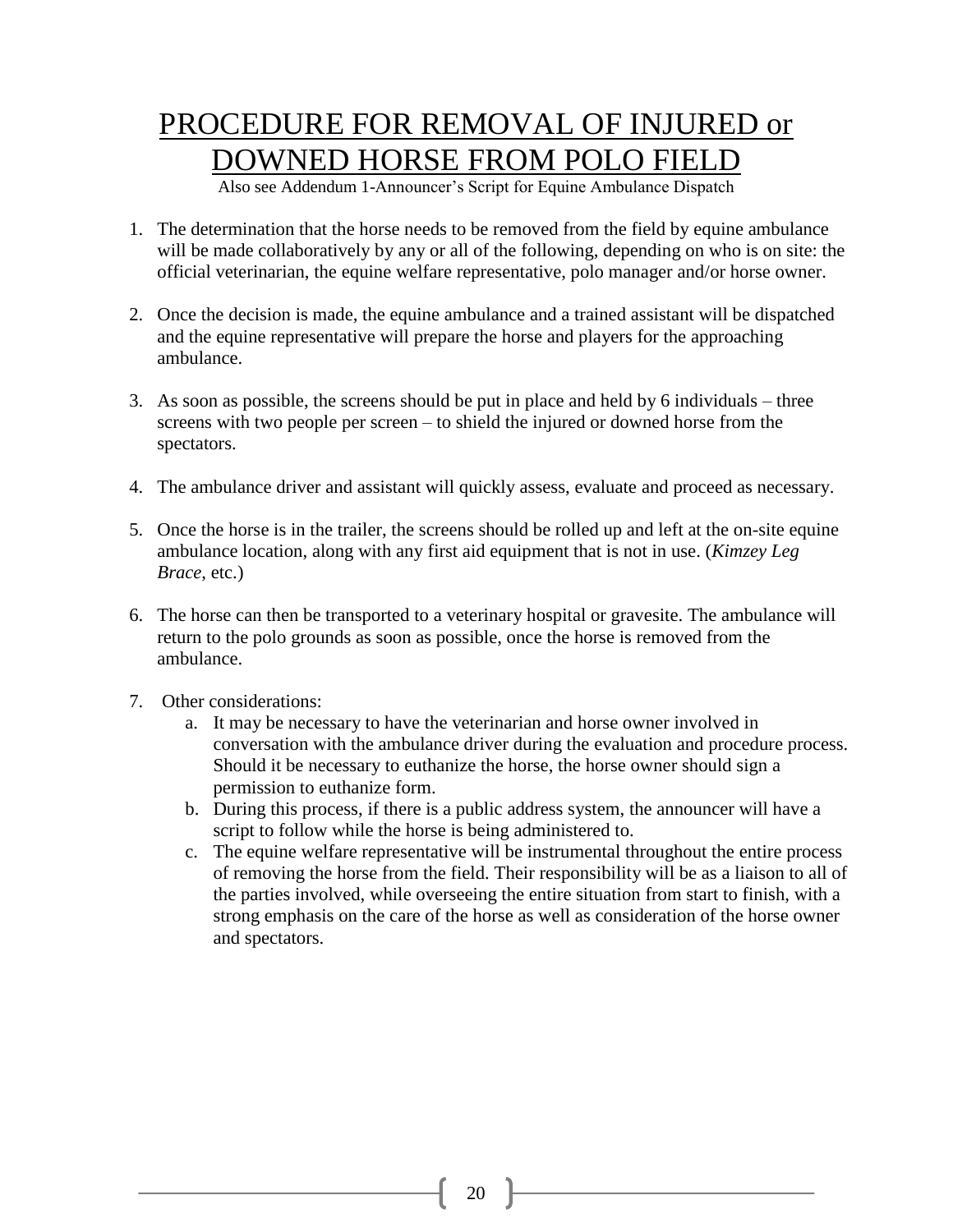# PROCEDURE FOR REMOVAL OF INJURED or DOWNED HORSE FROM POLO FIELD

Also see Addendum 1-Announcer's Script for Equine Ambulance Dispatch

1. The determination that the horse needs to be removed from the field by equine ambulance will be made collaboratively by any or all of the following, depending on who is on site: the official veterinarian, the equine welfare representative, polo manager and/or horse owner.

2. Once the decision is made, the equine ambulance and a trained assistant will be dispatched and the equine representative will prepare the horse and players for the approaching ambulance.

3. As soon as possible, the screens should be put in place and held by 6 individuals – three screens with two people per screen – to shield the injured or downed horse from the spectators.

4. The ambulance driver and assistant will quickly assess, evaluate and proceed as necessary.

5. Once the horse is in the trailer, the screens should be rolled up and left at the on-site equine ambulance location, along with any first aid equipment that is not in use. (*Kimzey Leg Brace*, etc.)

6. The horse can then be transported to a veterinary hospital or gravesite. The ambulance will return to the polo grounds as soon as possible, once the horse is removed from the ambulance.

7. Other considerations:
   a. It may be necessary to have the veterinarian and horse owner involved in conversation with the ambulance driver during the evaluation and procedure process. Should it be necessary to euthanize the horse, the horse owner should sign a permission to euthanize form.
   b. During this process, if there is a public address system, the announcer will have a script to follow while the horse is being administered to.
   c. The equine welfare representative will be instrumental throughout the entire process of removing the horse from the field. Their responsibility will be as a liaison to all of the parties involved, while overseeing the entire situation from start to finish, with a strong emphasis on the care of the horse as well as consideration of the horse owner and spectators.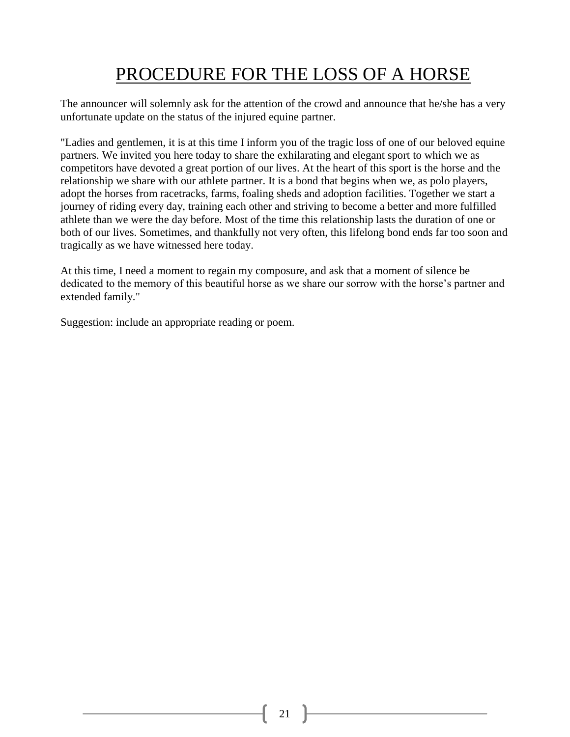# PROCEDURE FOR THE LOSS OF A HORSE

The announcer will solemnly ask for the attention of the crowd and announce that he/she has a very unfortunate update on the status of the injured equine partner.

"Ladies and gentlemen, it is at this time I inform you of the tragic loss of one of our beloved equine partners. We invited you here today to share the exhilarating and elegant sport to which we as competitors have devoted a great portion of our lives. At the heart of this sport is the horse and the relationship we share with our athlete partner. It is a bond that begins when we, as polo players, adopt the horses from racetracks, farms, foaling sheds and adoption facilities. Together we start a journey of riding every day, training each other and striving to become a better and more fulfilled athlete than we were the day before. Most of the time this relationship lasts the duration of one or both of our lives. Sometimes, and thankfully not very often, this lifelong bond ends far too soon and tragically as we have witnessed here today.

At this time, I need a moment to regain my composure, and ask that a moment of silence be dedicated to the memory of this beautiful horse as we share our sorrow with the horse's partner and extended family."

Suggestion: include an appropriate reading or poem.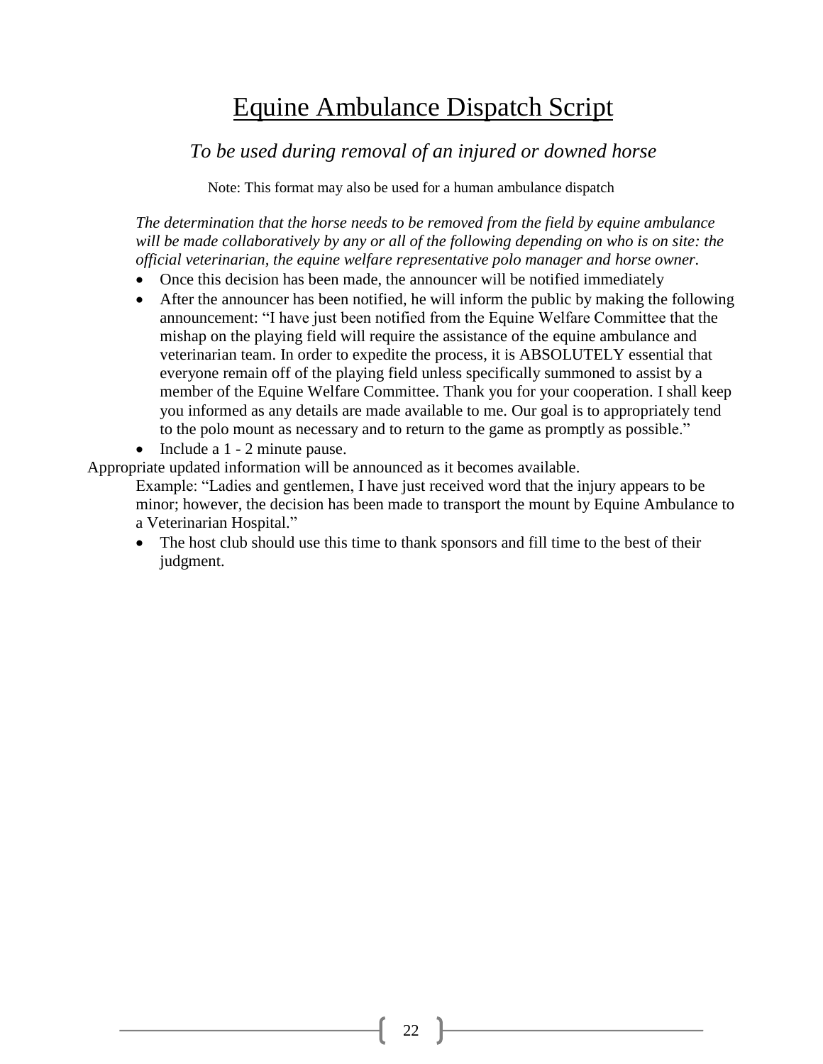# Equine Ambulance Dispatch Script

## *To be used during removal of an injured or downed horse*

Note: This format may also be used for a human ambulance dispatch

*The determination that the horse needs to be removed from the field by equine ambulance will be made collaboratively by any or all of the following depending on who is on site: the official veterinarian, the equine welfare representative polo manager and horse owner.*

- Once this decision has been made, the announcer will be notified immediately
- After the announcer has been notified, he will inform the public by making the following announcement: "I have just been notified from the Equine Welfare Committee that the mishap on the playing field will require the assistance of the equine ambulance and veterinarian team. In order to expedite the process, it is ABSOLUTELY essential that everyone remain off of the playing field unless specifically summoned to assist by a member of the Equine Welfare Committee. Thank you for your cooperation. I shall keep you informed as any details are made available to me. Our goal is to appropriately tend to the polo mount as necessary and to return to the game as promptly as possible."
- Include a 1 - 2 minute pause.

Appropriate updated information will be announced as it becomes available.

Example: "Ladies and gentlemen, I have just received word that the injury appears to be minor; however, the decision has been made to transport the mount by Equine Ambulance to a Veterinarian Hospital."

- The host club should use this time to thank sponsors and fill time to the best of their judgment.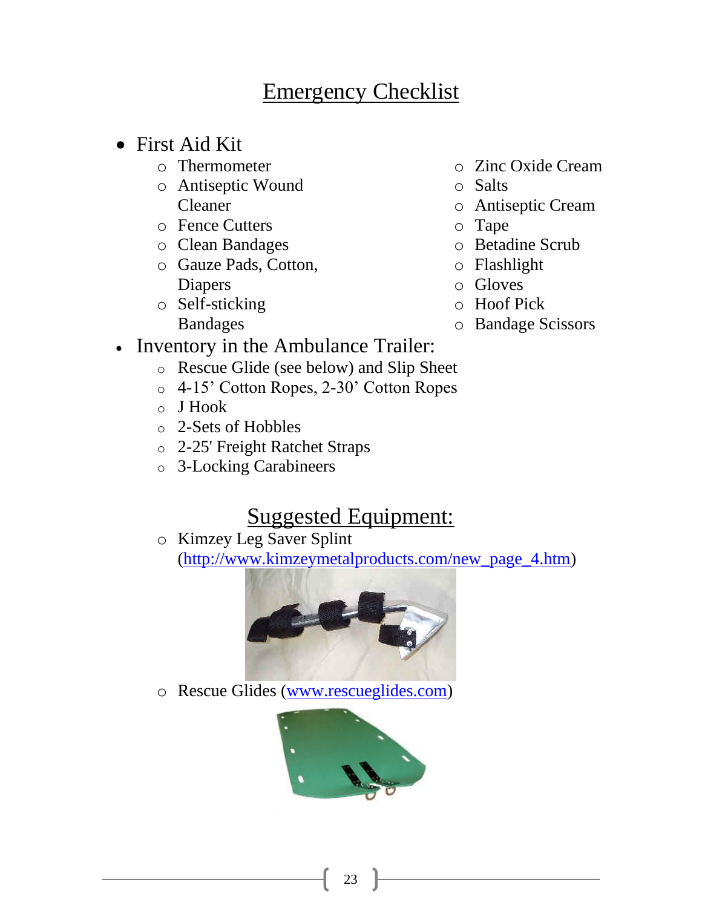# Emergency Checklist

- First Aid Kit
  - Thermometer
  - Antiseptic Wound Cleaner
  - Fence Cutters
  - Clean Bandages
  - Gauze Pads, Cotton, Diapers
  - Self-sticking Bandages
  - Zinc Oxide Cream
  - Salts
  - Antiseptic Cream
  - Tape
  - Betadine Scrub
  - Flashlight
  - Gloves
  - Hoof Pick
  - Bandage Scissors
- Inventory in the Ambulance Trailer:
  - Rescue Glide (see below) and Slip Sheet
  - 4-15' Cotton Ropes, 2-30' Cotton Ropes
  - J Hook
  - 2-Sets of Hobbles
  - 2-25' Freight Ratchet Straps
  - 3-Locking Carabineers

## Suggested Equipment:

- Kimzey Leg Saver Splint (http://www.kimzeymetalproducts.com/new_page_4.htm)
- Rescue Glides (www.rescueglides.com)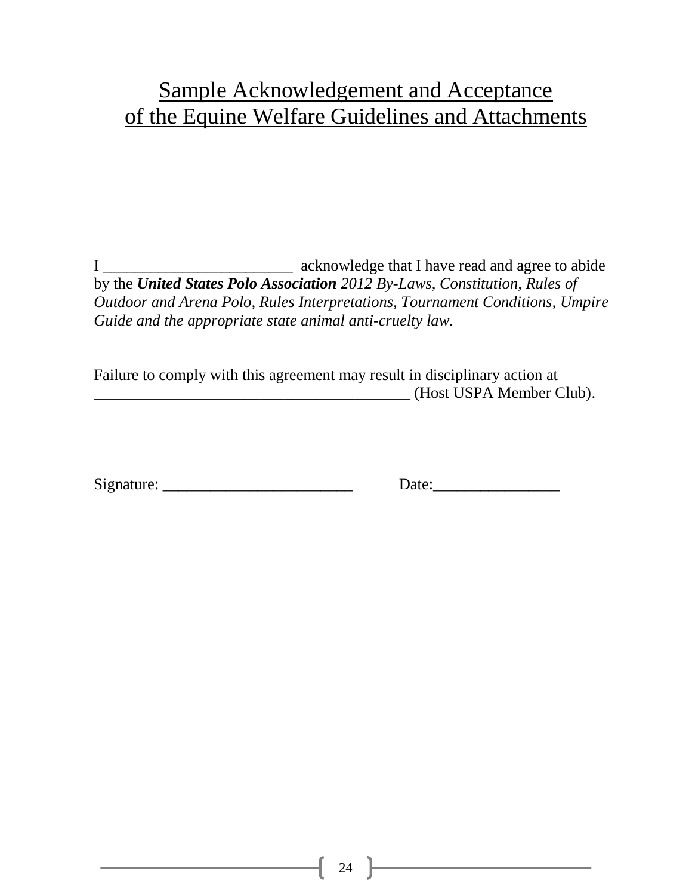# Sample Acknowledgement and Acceptance of the Equine Welfare Guidelines and Attachments

I ________________________ acknowledge that I have read and agree to abide by the ***United States Polo Association*** *2012 By-Laws, Constitution, Rules of Outdoor and Arena Polo, Rules Interpretations, Tournament Conditions, Umpire Guide and the appropriate state animal anti-cruelty law.*

Failure to comply with this agreement may result in disciplinary action at ________________________________________ (Host USPA Member Club).

Signature: ________________________ Date:________________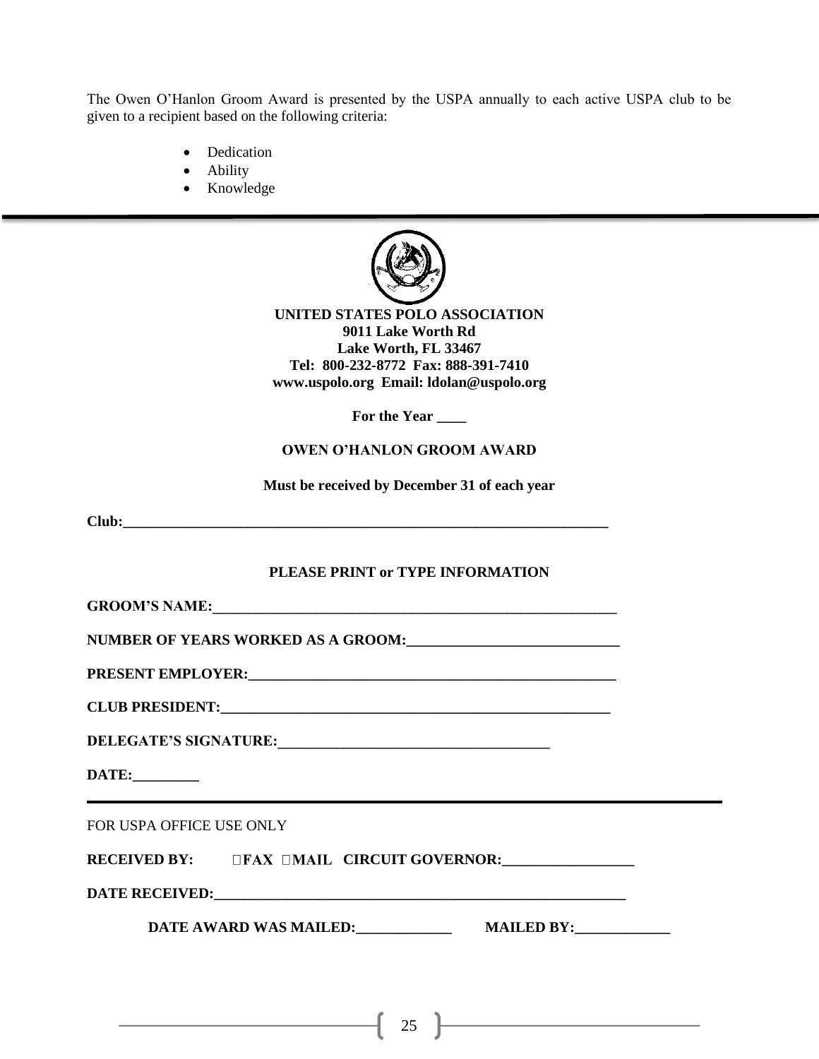The Owen O'Hanlon Groom Award is presented by the USPA annually to each active USPA club to be given to a recipient based on the following criteria:

- Dedication
- Ability
- Knowledge

---

**UNITED STATES POLO ASSOCIATION**
**9011 Lake Worth Rd**
**Lake Worth, FL 33467**
**Tel: 800-232-8772 Fax: 888-391-7410**
**www.uspolo.org Email: ldolan@uspolo.org**

**For the Year ____**

**OWEN O'HANLON GROOM AWARD**

**Must be received by December 31 of each year**

**Club:**_________________________________________________________________________

**PLEASE PRINT or TYPE INFORMATION**

**GROOM'S NAME:**__________________________________________________________

**NUMBER OF YEARS WORKED AS A GROOM:**______________________________

**PRESENT EMPLOYER:**_____________________________________________________

**CLUB PRESIDENT:**________________________________________________________

**DELEGATE'S SIGNATURE:**______________________________________

**DATE:**_________

---

FOR USPA OFFICE USE ONLY

**RECEIVED BY:** ☐**FAX** ☐**MAIL** **CIRCUIT GOVERNOR:**__________________

**DATE RECEIVED:**____________________________________________________________

**DATE AWARD WAS MAILED:**_____________ **MAILED BY:**_____________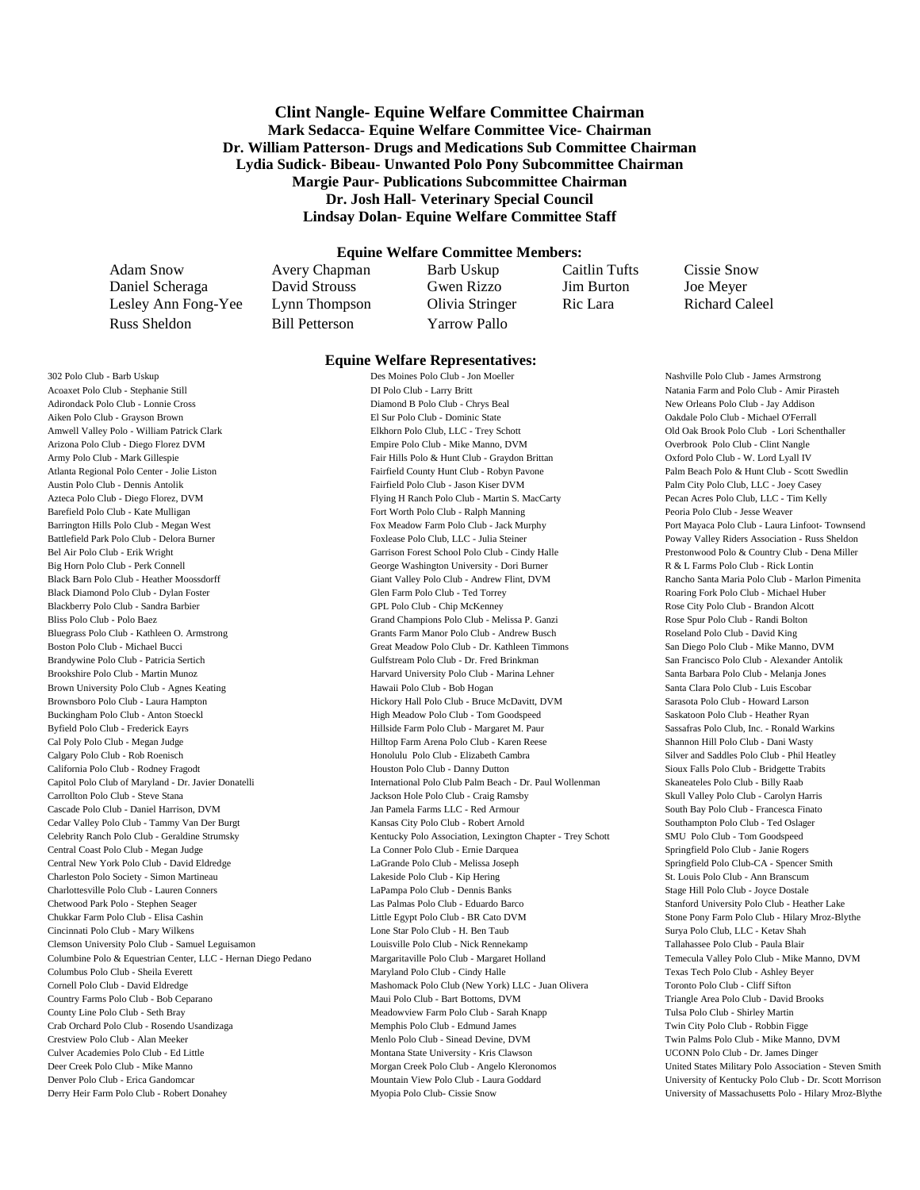**Clint Nangle- Equine Welfare Committee Chairman**
**Mark Sedacca- Equine Welfare Committee Vice- Chairman**
**Dr. William Patterson- Drugs and Medications Sub Committee Chairman**
**Lydia Sudick- Bibeau- Unwanted Polo Pony Subcommittee Chairman**
**Margie Paur- Publications Subcommittee Chairman**
**Dr. Josh Hall- Veterinary Special Council**
**Lindsay Dolan- Equine Welfare Committee Staff**

## Equine Welfare Committee Members:

| | | | | |
|---|---|---|---|---|
| Adam Snow | Avery Chapman | Barb Uskup | Caitlin Tufts | Cissie Snow |
| Daniel Scheraga | David Strouss | Gwen Rizzo | Jim Burton | Joe Meyer |
| Lesley Ann Fong-Yee | Lynn Thompson | Olivia Stringer | Ric Lara | Richard Caleel |
| Russ Sheldon | Bill Petterson | Yarrow Pallo | | |

## Equine Welfare Representatives:

302 Polo Club - Barb Uskup
Acoaxet Polo Club - Stephanie Still
Adirondack Polo Club - Lonnie Cross
Aiken Polo Club - Grayson Brown
Amwell Valley Polo - William Patrick Clark
Arizona Polo Club - Diego Florez DVM
Army Polo Club - Mark Gillespie
Atlanta Regional Polo Center - Jolie Liston
Austin Polo Club - Dennis Antolik
Azteca Polo Club - Diego Florez, DVM
Barefield Polo Club - Kate Mulligan
Barrington Hills Polo Club - Megan West
Battlefield Park Polo Club - Delora Burner
Bel Air Polo Club - Erik Wright
Big Horn Polo Club - Perk Connell
Black Barn Polo Club - Heather Moossdorff
Black Diamond Polo Club - Dylan Foster
Blackberry Polo Club - Sandra Barbier
Bliss Polo Club - Polo Baez
Bluegrass Polo Club - Kathleen O. Armstrong
Boston Polo Club - Michael Bucci
Brandywine Polo Club - Patricia Sertich
Brookshire Polo Club - Martin Munoz
Brown University Polo Club - Agnes Keating
Brownsboro Polo Club - Laura Hampton
Buckingham Polo Club - Anton Stoeckl
Byfield Polo Club - Frederick Eayrs
Cal Poly Polo Club - Megan Judge
Calgary Polo Club - Rob Roenisch
California Polo Club - Rodney Fragodt
Capitol Polo Club of Maryland - Dr. Javier Donatelli
Carrollton Polo Club - Steve Stana
Cascade Polo Club - Daniel Harrison, DVM
Cedar Valley Polo Club - Tammy Van Der Burgt
Celebrity Ranch Polo Club - Geraldine Strumsky
Central Coast Polo Club - Megan Judge
Central New York Polo Club - David Eldredge
Charleston Polo Society - Simon Martineau
Charlottesville Polo Club - Lauren Conners
Chetwood Park Polo - Stephen Seager
Chukkar Farm Polo Club - Elisa Cashin
Cincinnati Polo Club - Mary Wilkens
Clemson University Polo Club - Samuel Leguisamon
Columbine Polo & Equestrian Center, LLC - Hernan Diego Pedano
Columbus Polo Club - Sheila Everett
Cornell Polo Club - David Eldredge
Country Farms Polo Club - Bob Ceparano
County Line Polo Club - Seth Bray
Crab Orchard Polo Club - Rosendo Usandizaga
Crestview Polo Club - Alan Meeker
Culver Academies Polo Club - Ed Little
Deer Creek Polo Club - Mike Manno
Denver Polo Club - Erica Gandomcar
Derry Heir Farm Polo Club - Robert Donahey
Des Moines Polo Club - Jon Moeller
DI Polo Club - Larry Britt
Diamond B Polo Club - Chrys Beal
El Sur Polo Club - Dominic State
Elkhorn Polo Club, LLC - Trey Schott
Empire Polo Club - Mike Manno, DVM
Fair Hills Polo & Hunt Club - Graydon Brittan
Fairfield County Hunt Club - Robyn Pavone
Fairfield Polo Club - Jason Kiser DVM
Flying H Ranch Polo Club - Martin S. MacCarty
Fort Worth Polo Club - Ralph Manning
Fox Meadow Farm Polo Club - Jack Murphy
Foxlease Polo Club, LLC - Julia Steiner
Garrison Forest School Polo Club - Cindy Halle
George Washington University - Dori Burner
Giant Valley Polo Club - Andrew Flint, DVM
Glen Farm Polo Club - Ted Torrey
GPL Polo Club - Chip McKenney
Grand Champions Polo Club - Melissa P. Ganzi
Grants Farm Manor Polo Club - Andrew Busch
Great Meadow Polo Club - Dr. Kathleen Timmons
Gulfstream Polo Club - Dr. Fred Brinkman
Harvard University Polo Club - Marina Lehner
Hawaii Polo Club - Bob Hogan
Hickory Hall Polo Club - Bruce McDavitt, DVM
High Meadow Polo Club - Tom Goodspeed
Hillside Farm Polo Club - Margaret M. Paur
Hilltop Farm Arena Polo Club - Karen Reese
Honolulu Polo Club - Elizabeth Cambra
Houston Polo Club - Danny Dutton
International Polo Club Palm Beach - Dr. Paul Wollenman
Jackson Hole Polo Club - Craig Ramsby
Jan Pamela Farms LLC - Red Armour
Kansas City Polo Club - Robert Arnold
Kentucky Polo Association, Lexington Chapter - Trey Schott
La Conner Polo Club - Ernie Darquea
LaGrande Polo Club - Melissa Joseph
Lakeside Polo Club - Kip Hering
LaPampa Polo Club - Dennis Banks
Las Palmas Polo Club - Eduardo Barco
Little Egypt Polo Club - BR Cato DVM
Lone Star Polo Club - H. Ben Taub
Louisville Polo Club - Nick Rennekamp
Margaritaville Polo Club - Margaret Holland
Maryland Polo Club - Cindy Halle
Mashomack Polo Club (New York) LLC - Juan Olivera
Maui Polo Club - Bart Bottoms, DVM
Meadowview Farm Polo Club - Sarah Knapp
Memphis Polo Club - Edmund James
Menlo Polo Club - Sinead Devine, DVM
Montana State University - Kris Clawson
Morgan Creek Polo Club - Angelo Kleronomos
Mountain View Polo Club - Laura Goddard
Myopia Polo Club- Cissie Snow
Nashville Polo Club - James Armstrong
Natania Farm and Polo Club - Amir Pirasteh
New Orleans Polo Club - Jay Addison
Oakdale Polo Club - Michael O'Ferrall
Old Oak Brook Polo Club - Lori Schenthaller
Overbrook Polo Club - Clint Nangle
Oxford Polo Club - W. Lord Lyall IV
Palm Beach Polo & Hunt Club - Scott Swedlin
Palm City Polo Club, LLC - Joey Casey
Pecan Acres Polo Club, LLC - Tim Kelly
Peoria Polo Club - Jesse Weaver
Port Mayaca Polo Club - Laura Linfoot- Townsend
Poway Valley Riders Association - Russ Sheldon
Prestonwood Polo & Country Club - Dena Miller
R & L Farms Polo Club - Rick Lontin
Rancho Santa Maria Polo Club - Marlon Pimenita
Roaring Fork Polo Club - Michael Huber
Rose City Polo Club - Brandon Alcott
Rose Spur Polo Club - Randi Bolton
Roseland Polo Club - David King
San Diego Polo Club - Mike Manno, DVM
San Francisco Polo Club - Alexander Antolik
Santa Barbara Polo Club - Melanja Jones
Santa Clara Polo Club - Luis Escobar
Sarasota Polo Club - Howard Larson
Saskatoon Polo Club - Heather Ryan
Sassafras Polo Club, Inc. - Ronald Warkins
Shannon Hill Polo Club - Dani Wasty
Silver and Saddles Polo Club - Phil Heatley
Sioux Falls Polo Club - Bridgette Trabits
Skaneateles Polo Club - Billy Raab
Skull Valley Polo Club - Carolyn Harris
South Bay Polo Club - Francesca Finato
Southampton Polo Club - Ted Oslager
SMU Polo Club - Tom Goodspeed
Springfield Polo Club - Janie Rogers
Springfield Polo Club-CA - Spencer Smith
St. Louis Polo Club - Ann Branscum
Stage Hill Polo Club - Joyce Dostale
Stanford University Polo Club - Heather Lake
Stone Pony Farm Polo Club - Hilary Mroz-Blythe
Surya Polo Club, LLC - Ketav Shah
Tallahassee Polo Club - Paula Blair
Temecula Valley Polo Club - Mike Manno, DVM
Texas Tech Polo Club - Ashley Beyer
Toronto Polo Club - Cliff Sifton
Triangle Area Polo Club - David Brooks
Tulsa Polo Club - Shirley Martin
Twin City Polo Club - Robbin Figge
Twin Palms Polo Club - Mike Manno, DVM
UCONN Polo Club - Dr. James Dinger
United States Military Polo Association - Steven Smith
University of Kentucky Polo Club - Dr. Scott Morrison
University of Massachusetts Polo - Hilary Mroz-Blythe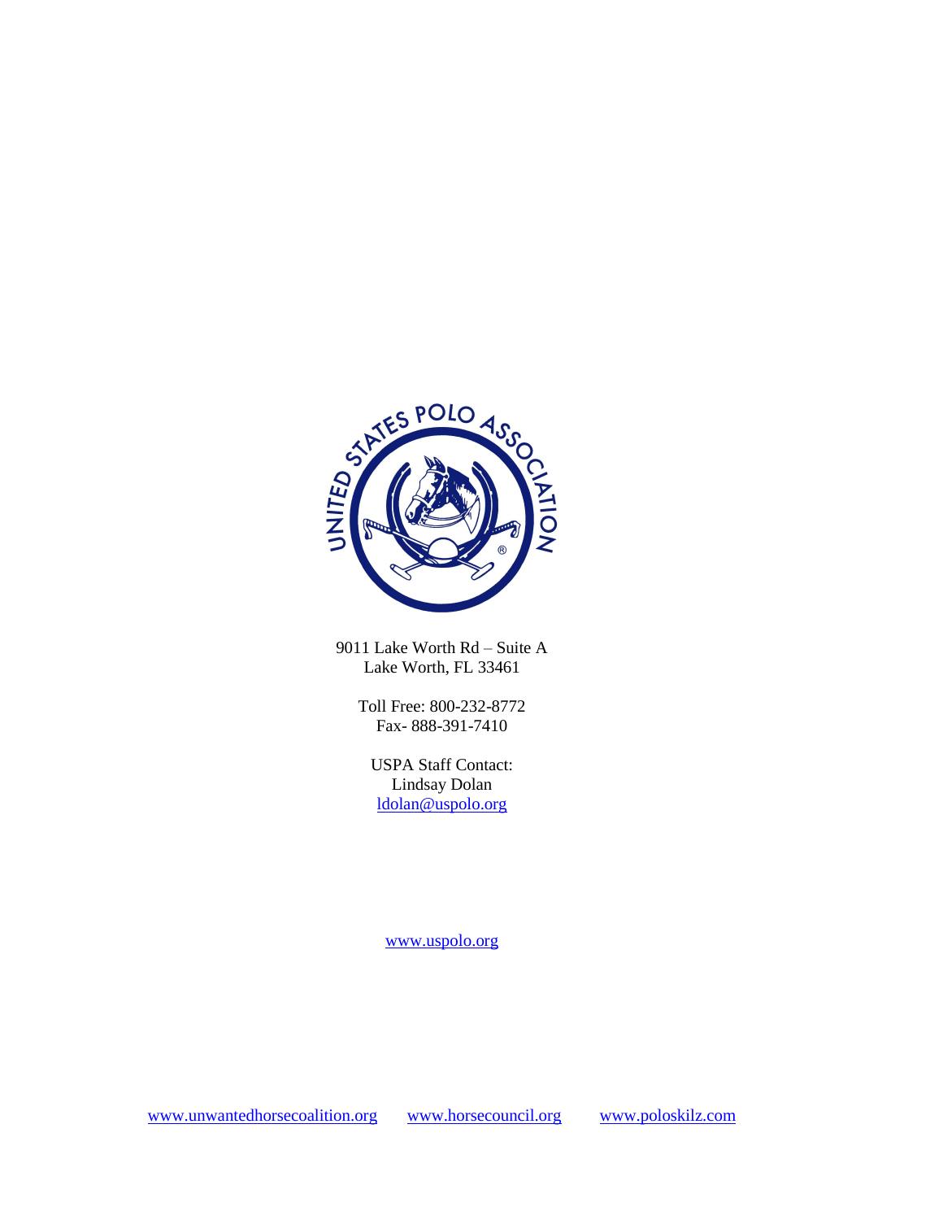UNITED STATES POLO ASSOCIATION

9011 Lake Worth Rd – Suite A
Lake Worth, FL 33461

Toll Free: 800-232-8772
Fax- 888-391-7410

USPA Staff Contact:
Lindsay Dolan
ldolan@uspolo.org

www.uspolo.org

www.unwantedhorsecoalition.org www.horsecouncil.org www.poloskilz.com